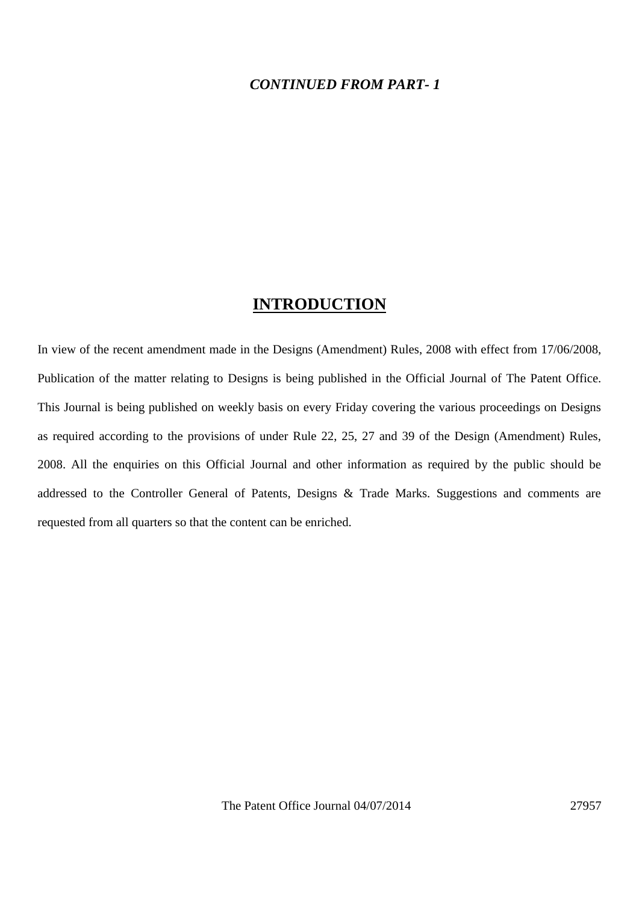***CONTINUED FROM PART- 1***

# INTRODUCTION

In view of the recent amendment made in the Designs (Amendment) Rules, 2008 with effect from 17/06/2008, Publication of the matter relating to Designs is being published in the Official Journal of The Patent Office. This Journal is being published on weekly basis on every Friday covering the various proceedings on Designs as required according to the provisions of under Rule 22, 25, 27 and 39 of the Design (Amendment) Rules, 2008. All the enquiries on this Official Journal and other information as required by the public should be addressed to the Controller General of Patents, Designs & Trade Marks. Suggestions and comments are requested from all quarters so that the content can be enriched.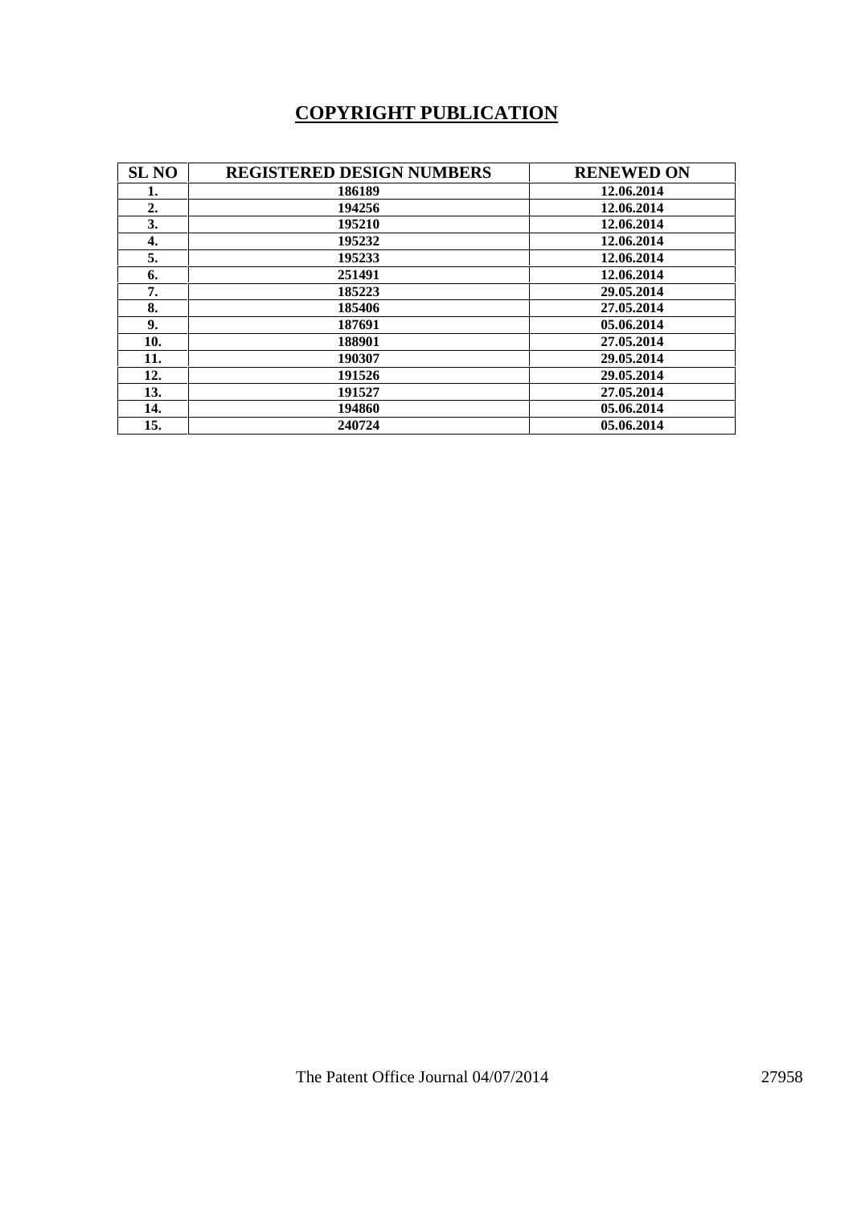# COPYRIGHT PUBLICATION

| SL NO | REGISTERED DESIGN NUMBERS | RENEWED ON |
|---|---|---|
| 1. | 186189 | 12.06.2014 |
| 2. | 194256 | 12.06.2014 |
| 3. | 195210 | 12.06.2014 |
| 4. | 195232 | 12.06.2014 |
| 5. | 195233 | 12.06.2014 |
| 6. | 251491 | 12.06.2014 |
| 7. | 185223 | 29.05.2014 |
| 8. | 185406 | 27.05.2014 |
| 9. | 187691 | 05.06.2014 |
| 10. | 188901 | 27.05.2014 |
| 11. | 190307 | 29.05.2014 |
| 12. | 191526 | 29.05.2014 |
| 13. | 191527 | 27.05.2014 |
| 14. | 194860 | 05.06.2014 |
| 15. | 240724 | 05.06.2014 |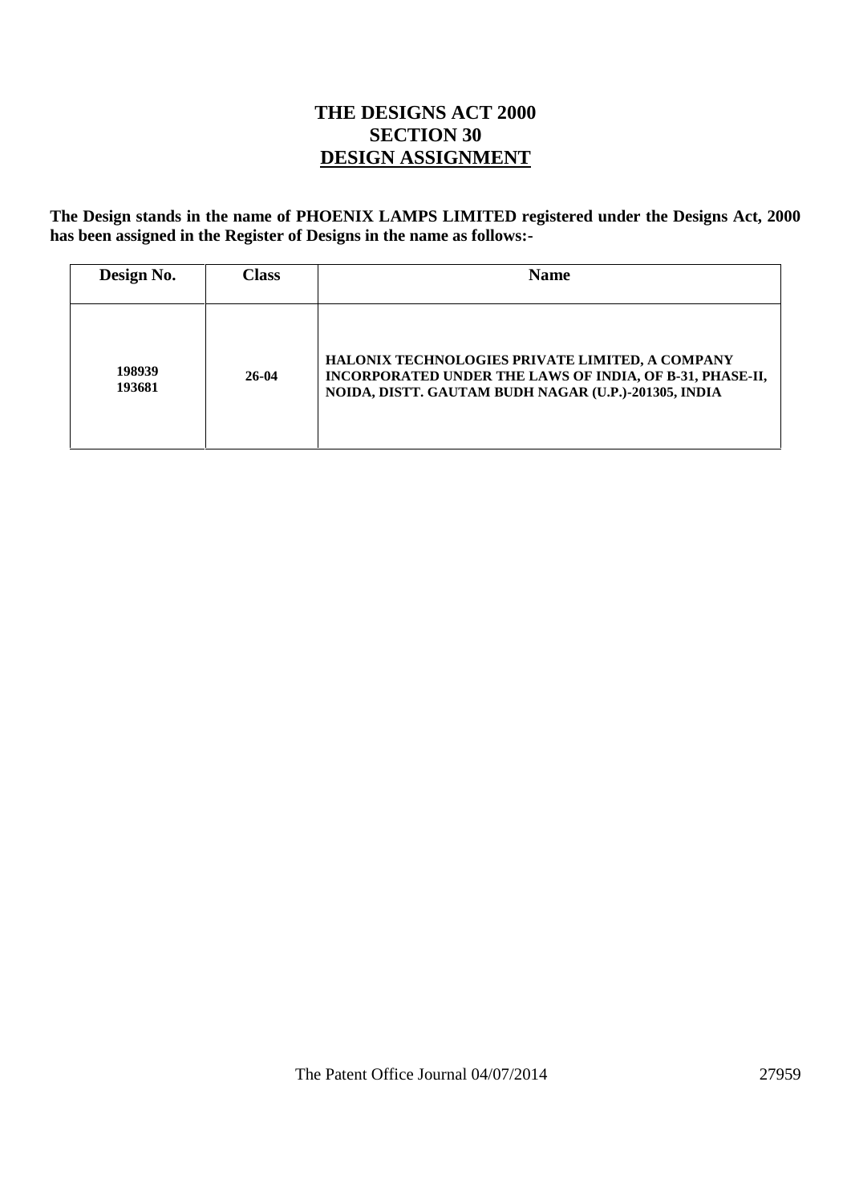# THE DESIGNS ACT 2000
## SECTION 30
## DESIGN ASSIGNMENT

**The Design stands in the name of PHOENIX LAMPS LIMITED registered under the Designs Act, 2000 has been assigned in the Register of Designs in the name as follows:-**

| Design No. | Class | Name |
|---|---|---|
| 198939<br>193681 | 26-04 | HALONIX TECHNOLOGIES PRIVATE LIMITED, A COMPANY INCORPORATED UNDER THE LAWS OF INDIA, OF B-31, PHASE-II, NOIDA, DISTT. GAUTAM BUDH NAGAR (U.P.)-201305, INDIA |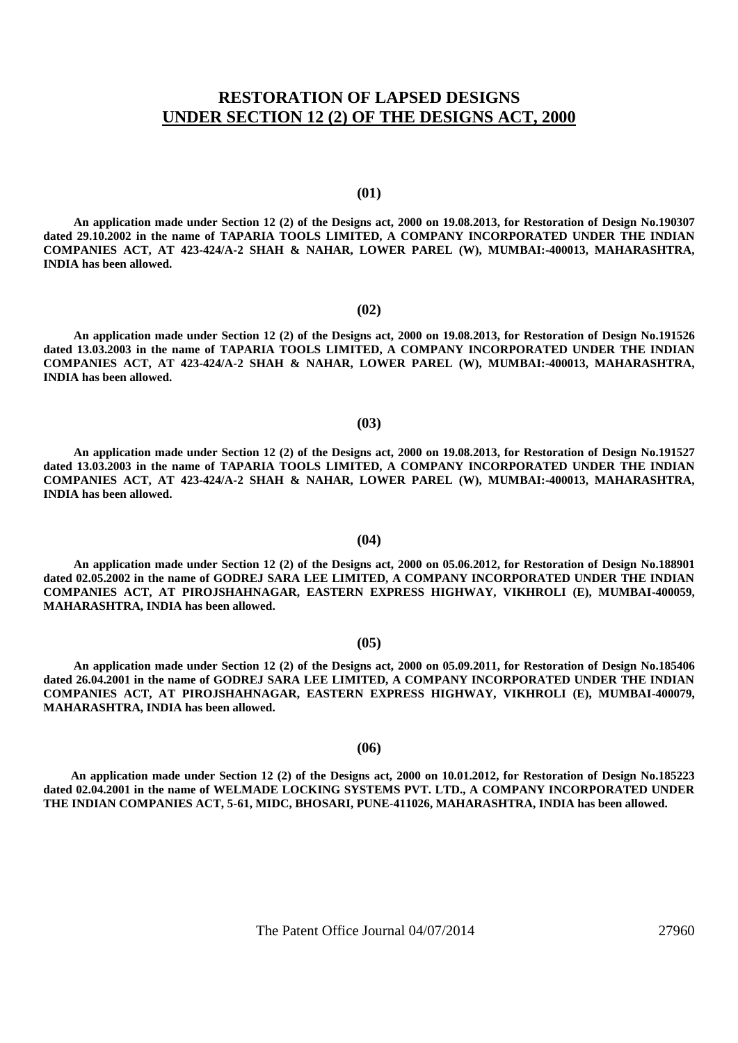# RESTORATION OF LAPSED DESIGNS
# UNDER SECTION 12 (2) OF THE DESIGNS ACT, 2000

**(01)**

**An application made under Section 12 (2) of the Designs act, 2000 on 19.08.2013, for Restoration of Design No.190307 dated 29.10.2002 in the name of TAPARIA TOOLS LIMITED, A COMPANY INCORPORATED UNDER THE INDIAN COMPANIES ACT, AT 423-424/A-2 SHAH & NAHAR, LOWER PAREL (W), MUMBAI:-400013, MAHARASHTRA, INDIA has been allowed.**

**(02)**

**An application made under Section 12 (2) of the Designs act, 2000 on 19.08.2013, for Restoration of Design No.191526 dated 13.03.2003 in the name of TAPARIA TOOLS LIMITED, A COMPANY INCORPORATED UNDER THE INDIAN COMPANIES ACT, AT 423-424/A-2 SHAH & NAHAR, LOWER PAREL (W), MUMBAI:-400013, MAHARASHTRA, INDIA has been allowed.**

**(03)**

**An application made under Section 12 (2) of the Designs act, 2000 on 19.08.2013, for Restoration of Design No.191527 dated 13.03.2003 in the name of TAPARIA TOOLS LIMITED, A COMPANY INCORPORATED UNDER THE INDIAN COMPANIES ACT, AT 423-424/A-2 SHAH & NAHAR, LOWER PAREL (W), MUMBAI:-400013, MAHARASHTRA, INDIA has been allowed.**

**(04)**

**An application made under Section 12 (2) of the Designs act, 2000 on 05.06.2012, for Restoration of Design No.188901 dated 02.05.2002 in the name of GODREJ SARA LEE LIMITED, A COMPANY INCORPORATED UNDER THE INDIAN COMPANIES ACT, AT PIROJSHAHNAGAR, EASTERN EXPRESS HIGHWAY, VIKHROLI (E), MUMBAI-400059, MAHARASHTRA, INDIA has been allowed.**

**(05)**

**An application made under Section 12 (2) of the Designs act, 2000 on 05.09.2011, for Restoration of Design No.185406 dated 26.04.2001 in the name of GODREJ SARA LEE LIMITED, A COMPANY INCORPORATED UNDER THE INDIAN COMPANIES ACT, AT PIROJSHAHNAGAR, EASTERN EXPRESS HIGHWAY, VIKHROLI (E), MUMBAI-400079, MAHARASHTRA, INDIA has been allowed.**

**(06)**

**An application made under Section 12 (2) of the Designs act, 2000 on 10.01.2012, for Restoration of Design No.185223 dated 02.04.2001 in the name of WELMADE LOCKING SYSTEMS PVT. LTD., A COMPANY INCORPORATED UNDER THE INDIAN COMPANIES ACT, 5-61, MIDC, BHOSARI, PUNE-411026, MAHARASHTRA, INDIA has been allowed.**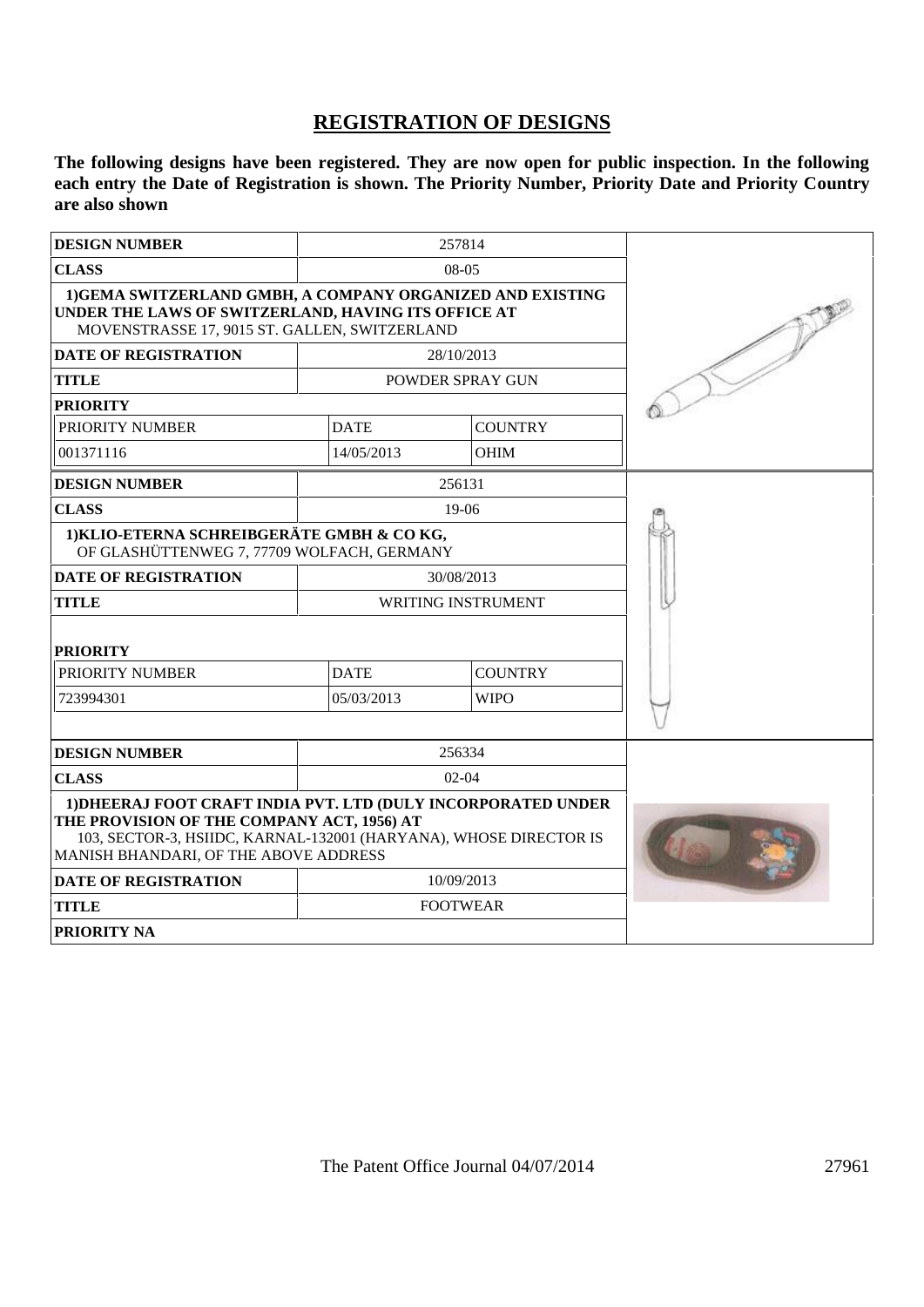## REGISTRATION OF DESIGNS

**The following designs have been registered. They are now open for public inspection. In the following each entry the Date of Registration is shown. The Priority Number, Priority Date and Priority Country are also shown**

| **DESIGN NUMBER** | 257814 | |
|---|---|---|
| **CLASS** | 08-05 | |
| **1)GEMA SWITZERLAND GMBH, A COMPANY ORGANIZED AND EXISTING UNDER THE LAWS OF SWITZERLAND, HAVING ITS OFFICE AT** MOVENSTRASSE 17, 9015 ST. GALLEN, SWITZERLAND | | |
| **DATE OF REGISTRATION** | 28/10/2013 | |
| **TITLE** | POWDER SPRAY GUN | |
| **PRIORITY** | | |
| PRIORITY NUMBER | DATE | COUNTRY |
| 001371116 | 14/05/2013 | OHIM |

| **DESIGN NUMBER** | 256131 | |
|---|---|---|
| **CLASS** | 19-06 | |
| **1)KLIO-ETERNA SCHREIBGERÄTE GMBH & CO KG,** OF GLASHÜTTENWEG 7, 77709 WOLFACH, GERMANY | | |
| **DATE OF REGISTRATION** | 30/08/2013 | |
| **TITLE** | WRITING INSTRUMENT | |
| **PRIORITY** | | |
| PRIORITY NUMBER | DATE | COUNTRY |
| 723994301 | 05/03/2013 | WIPO |

| **DESIGN NUMBER** | 256334 |
|---|---|
| **CLASS** | 02-04 |
| **1)DHEERAJ FOOT CRAFT INDIA PVT. LTD (DULY INCORPORATED UNDER THE PROVISION OF THE COMPANY ACT, 1956) AT** 103, SECTOR-3, HSIIDC, KARNAL-132001 (HARYANA), WHOSE DIRECTOR IS MANISH BHANDARI, OF THE ABOVE ADDRESS | |
| **DATE OF REGISTRATION** | 10/09/2013 |
| **TITLE** | FOOTWEAR |
| **PRIORITY NA** | |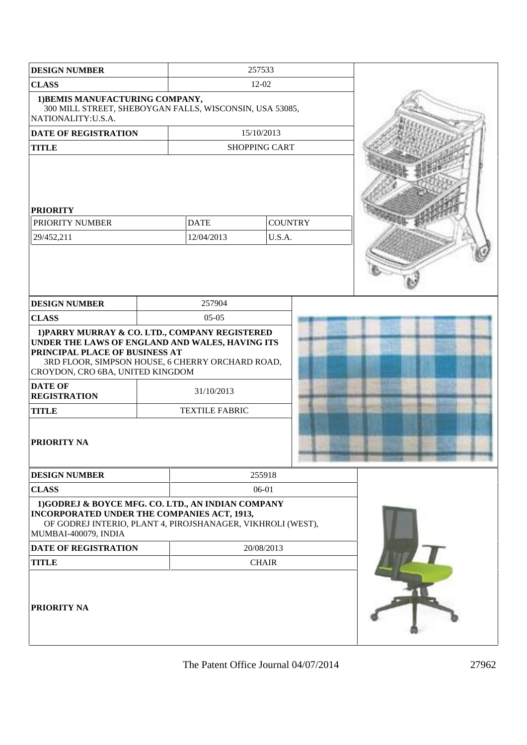| DESIGN NUMBER | 257533 | | |
|---|---|---|---|
| CLASS | 12-02 | | |
| 1)BEMIS MANUFACTURING COMPANY, 300 MILL STREET, SHEBOYGAN FALLS, WISCONSIN, USA 53085, NATIONALITY:U.S.A. | | | |
| DATE OF REGISTRATION | 15/10/2013 | | |
| TITLE | SHOPPING CART | | |
| **PRIORITY** | | | |
| PRIORITY NUMBER | DATE | COUNTRY | |
| 29/452,211 | 12/04/2013 | U.S.A. | |

| DESIGN NUMBER | 257904 |
|---|---|
| CLASS | 05-05 |
| 1)PARRY MURRAY & CO. LTD., COMPANY REGISTERED UNDER THE LAWS OF ENGLAND AND WALES, HAVING ITS PRINCIPAL PLACE OF BUSINESS AT 3RD FLOOR, SIMPSON HOUSE, 6 CHERRY ORCHARD ROAD, CROYDON, CRO 6BA, UNITED KINGDOM | |
| DATE OF REGISTRATION | 31/10/2013 |
| TITLE | TEXTILE FABRIC |
| PRIORITY NA | |

| DESIGN NUMBER | 255918 |
|---|---|
| CLASS | 06-01 |
| 1)GODREJ & BOYCE MFG. CO. LTD., AN INDIAN COMPANY INCORPORATED UNDER THE COMPANIES ACT, 1913, OF GODREJ INTERIO, PLANT 4, PIROJSHANAGER, VIKHROLI (WEST), MUMBAI-400079, INDIA | |
| DATE OF REGISTRATION | 20/08/2013 |
| TITLE | CHAIR |
| PRIORITY NA | |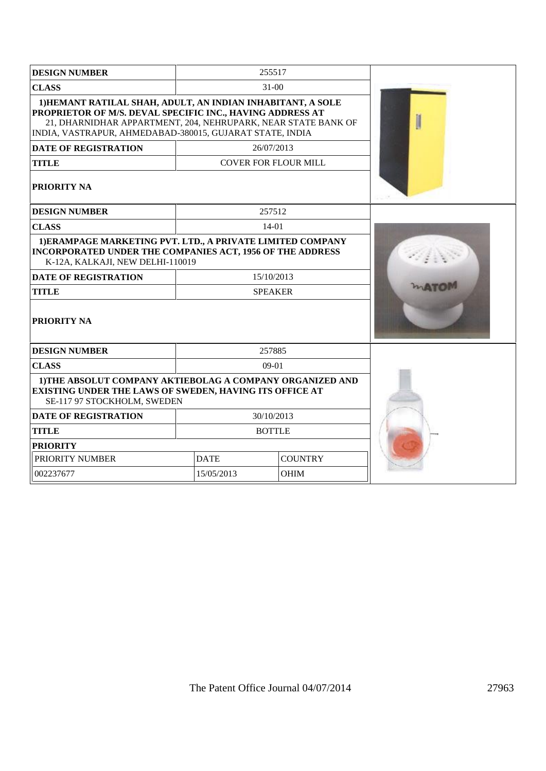| DESIGN NUMBER | 255517 |
|---|---|
| CLASS | 31-00 |
| 1)HEMANT RATILAL SHAH, ADULT, AN INDIAN INHABITANT, A SOLE PROPRIETOR OF M/S. DEVAL SPECIFIC INC., HAVING ADDRESS AT 21, DHARNIDHAR APPARTMENT, 204, NEHRUPARK, NEAR STATE BANK OF INDIA, VASTRAPUR, AHMEDABAD-380015, GUJARAT STATE, INDIA | |
| DATE OF REGISTRATION | 26/07/2013 |
| TITLE | COVER FOR FLOUR MILL |
| PRIORITY NA | |

| DESIGN NUMBER | 257512 |
|---|---|
| CLASS | 14-01 |
| 1)ERAMPAGE MARKETING PVT. LTD., A PRIVATE LIMITED COMPANY INCORPORATED UNDER THE COMPANIES ACT, 1956 OF THE ADDRESS K-12A, KALKAJI, NEW DELHI-110019 | |
| DATE OF REGISTRATION | 15/10/2013 |
| TITLE | SPEAKER |
| PRIORITY NA | |

| DESIGN NUMBER | 257885 | |
|---|---|---|
| CLASS | 09-01 | |
| 1)THE ABSOLUT COMPANY AKTIEBOLAG A COMPANY ORGANIZED AND EXISTING UNDER THE LAWS OF SWEDEN, HAVING ITS OFFICE AT SE-117 97 STOCKHOLM, SWEDEN | | |
| DATE OF REGISTRATION | 30/10/2013 | |
| TITLE | BOTTLE | |
| PRIORITY | | |
| PRIORITY NUMBER | DATE | COUNTRY |
| 002237677 | 15/05/2013 | OHIM |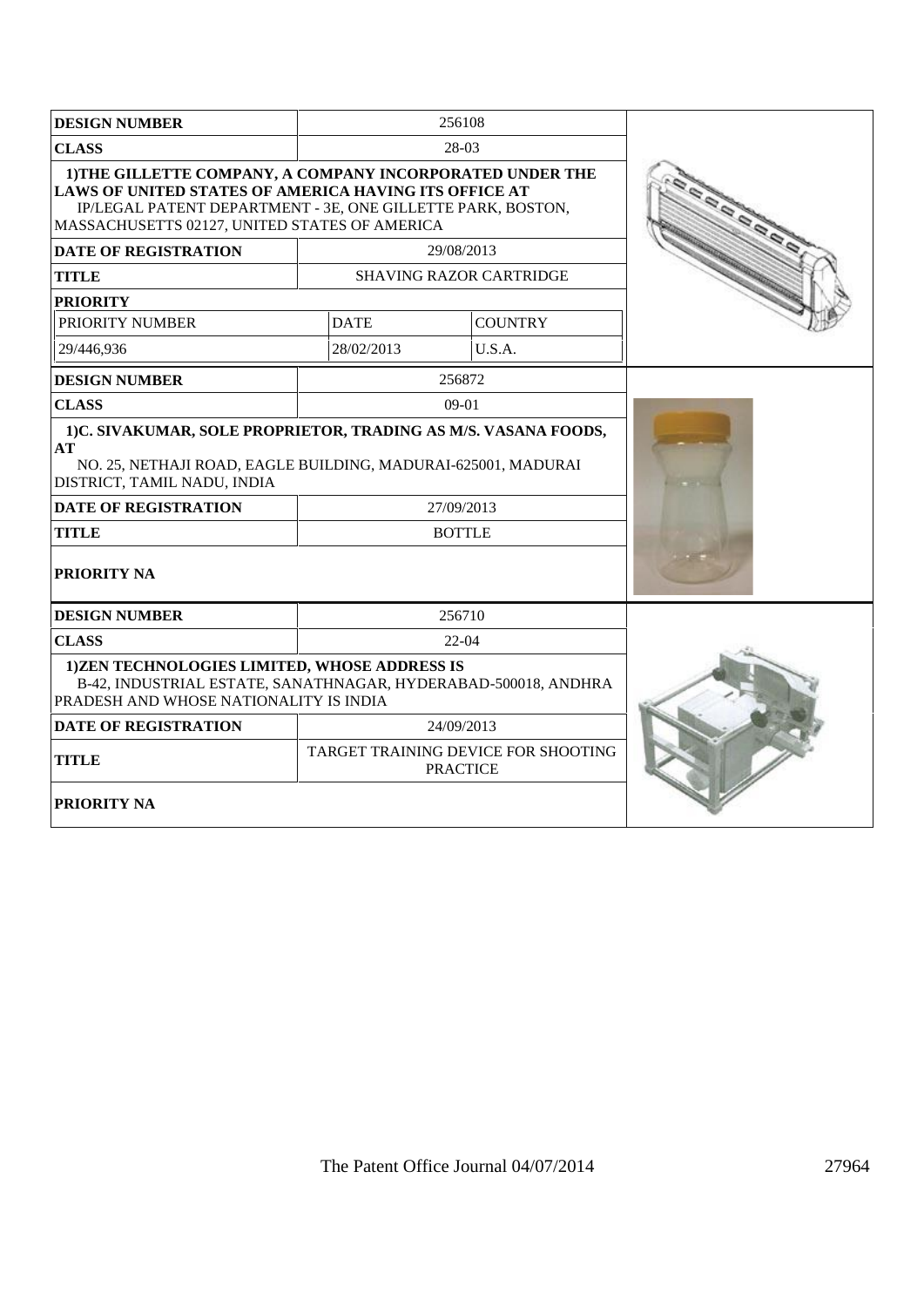| DESIGN NUMBER | 256108 | |
|---|---|---|
| CLASS | 28-03 | |
| 1)THE GILLETTE COMPANY, A COMPANY INCORPORATED UNDER THE LAWS OF UNITED STATES OF AMERICA HAVING ITS OFFICE AT IP/LEGAL PATENT DEPARTMENT - 3E, ONE GILLETTE PARK, BOSTON, MASSACHUSETTS 02127, UNITED STATES OF AMERICA | | |
| DATE OF REGISTRATION | 29/08/2013 | |
| TITLE | SHAVING RAZOR CARTRIDGE | |
| PRIORITY | | |
| PRIORITY NUMBER | DATE | COUNTRY |
| 29/446,936 | 28/02/2013 | U.S.A. |

| DESIGN NUMBER | 256872 |
|---|---|
| CLASS | 09-01 |
| 1)C. SIVAKUMAR, SOLE PROPRIETOR, TRADING AS M/S. VASANA FOODS, AT NO. 25, NETHAJI ROAD, EAGLE BUILDING, MADURAI-625001, MADURAI DISTRICT, TAMIL NADU, INDIA | |
| DATE OF REGISTRATION | 27/09/2013 |
| TITLE | BOTTLE |
| PRIORITY NA | |

| DESIGN NUMBER | 256710 |
|---|---|
| CLASS | 22-04 |
| 1)ZEN TECHNOLOGIES LIMITED, WHOSE ADDRESS IS B-42, INDUSTRIAL ESTATE, SANATHNAGAR, HYDERABAD-500018, ANDHRA PRADESH AND WHOSE NATIONALITY IS INDIA | |
| DATE OF REGISTRATION | 24/09/2013 |
| TITLE | TARGET TRAINING DEVICE FOR SHOOTING PRACTICE |
| PRIORITY NA | |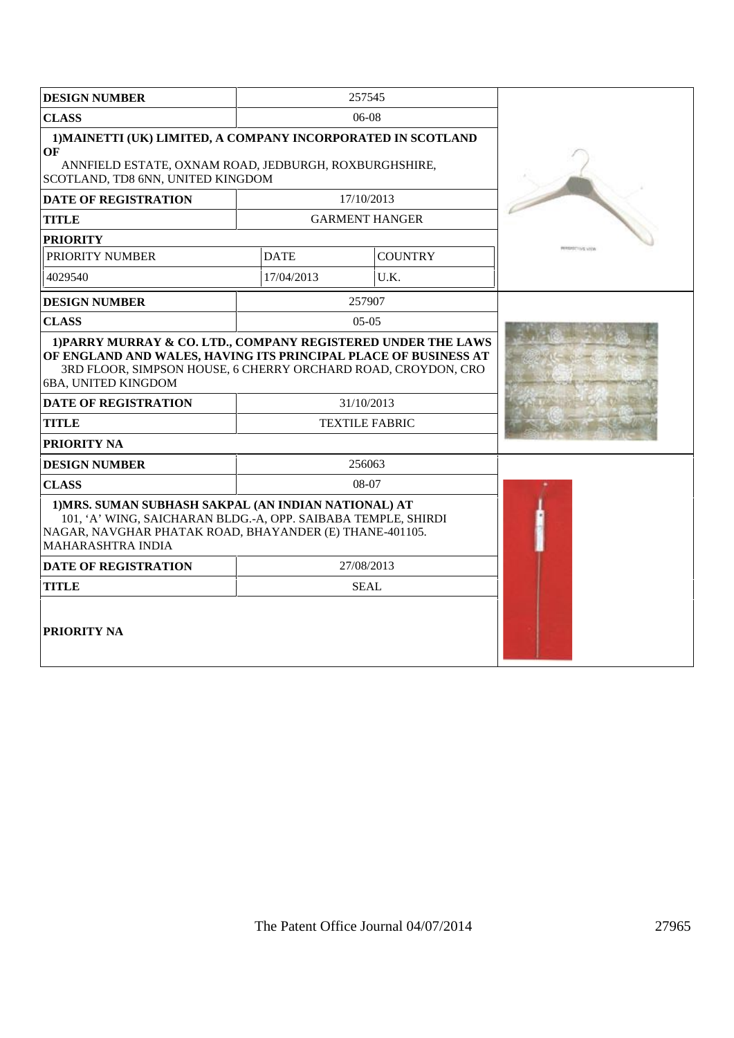| DESIGN NUMBER | 257545 | |
|---|---|---|
| CLASS | 06-08 | |
| **1)MAINETTI (UK) LIMITED, A COMPANY INCORPORATED IN SCOTLAND OF** ANNFIELD ESTATE, OXNAM ROAD, JEDBURGH, ROXBURGHSHIRE, SCOTLAND, TD8 6NN, UNITED KINGDOM | | |
| DATE OF REGISTRATION | 17/10/2013 | |
| TITLE | GARMENT HANGER | |
| PRIORITY | | |
| PRIORITY NUMBER | DATE | COUNTRY |
| 4029540 | 17/04/2013 | U.K. |

| DESIGN NUMBER | 257907 |
|---|---|
| CLASS | 05-05 |
| **1)PARRY MURRAY & CO. LTD., COMPANY REGISTERED UNDER THE LAWS OF ENGLAND AND WALES, HAVING ITS PRINCIPAL PLACE OF BUSINESS AT** 3RD FLOOR, SIMPSON HOUSE, 6 CHERRY ORCHARD ROAD, CROYDON, CRO 6BA, UNITED KINGDOM | |
| DATE OF REGISTRATION | 31/10/2013 |
| TITLE | TEXTILE FABRIC |
| PRIORITY NA | |

| DESIGN NUMBER | 256063 |
|---|---|
| CLASS | 08-07 |
| **1)MRS. SUMAN SUBHASH SAKPAL (AN INDIAN NATIONAL) AT** 101, 'A' WING, SAICHARAN BLDG.-A, OPP. SAIBABA TEMPLE, SHIRDI NAGAR, NAVGHAR PHATAK ROAD, BHAYANDER (E) THANE-401105. MAHARASHTRA INDIA | |
| DATE OF REGISTRATION | 27/08/2013 |
| TITLE | SEAL |
| PRIORITY NA | |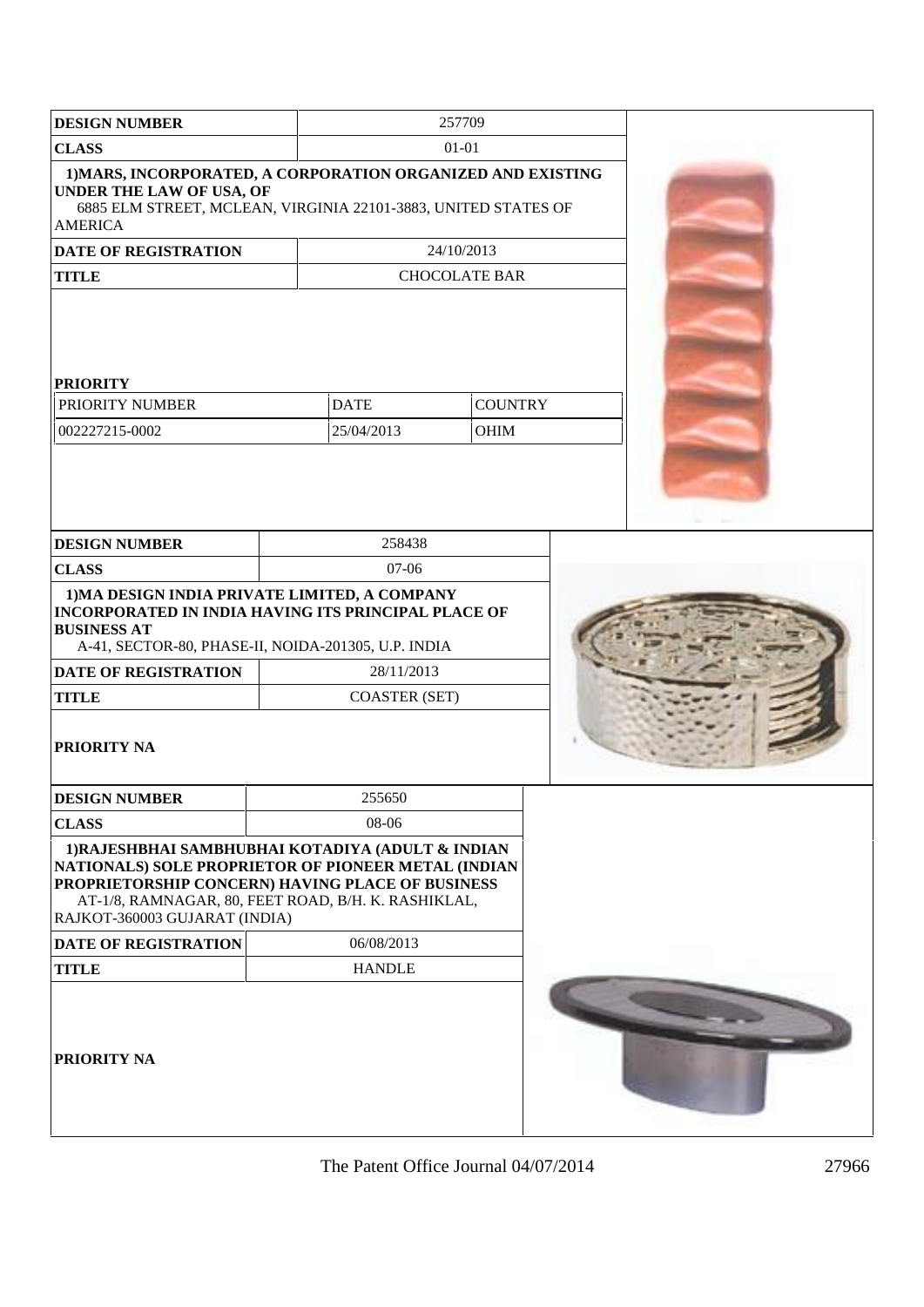| DESIGN NUMBER | 257709 | |
|---|---|---|
| CLASS | 01-01 | |
| 1)MARS, INCORPORATED, A CORPORATION ORGANIZED AND EXISTING UNDER THE LAW OF USA, OF 6885 ELM STREET, MCLEAN, VIRGINIA 22101-3883, UNITED STATES OF AMERICA | | |
| DATE OF REGISTRATION | 24/10/2013 | |
| TITLE | CHOCOLATE BAR | |

**PRIORITY**

| PRIORITY NUMBER | DATE | COUNTRY |
|---|---|---|
| 002227215-0002 | 25/04/2013 | OHIM |

| DESIGN NUMBER | 258438 |
|---|---|
| CLASS | 07-06 |
| 1)MA DESIGN INDIA PRIVATE LIMITED, A COMPANY INCORPORATED IN INDIA HAVING ITS PRINCIPAL PLACE OF BUSINESS AT A-41, SECTOR-80, PHASE-II, NOIDA-201305, U.P. INDIA | |
| DATE OF REGISTRATION | 28/11/2013 |
| TITLE | COASTER (SET) |
| PRIORITY NA | |

| DESIGN NUMBER | 255650 |
|---|---|
| CLASS | 08-06 |
| 1)RAJESHBHAI SAMBHUBHAI KOTADIYA (ADULT & INDIAN NATIONALS) SOLE PROPRIETOR OF PIONEER METAL (INDIAN PROPRIETORSHIP CONCERN) HAVING PLACE OF BUSINESS AT-1/8, RAMNAGAR, 80, FEET ROAD, B/H. K. RASHIKLAL, RAJKOT-360003 GUJARAT (INDIA) | |
| DATE OF REGISTRATION | 06/08/2013 |
| TITLE | HANDLE |
| PRIORITY NA | |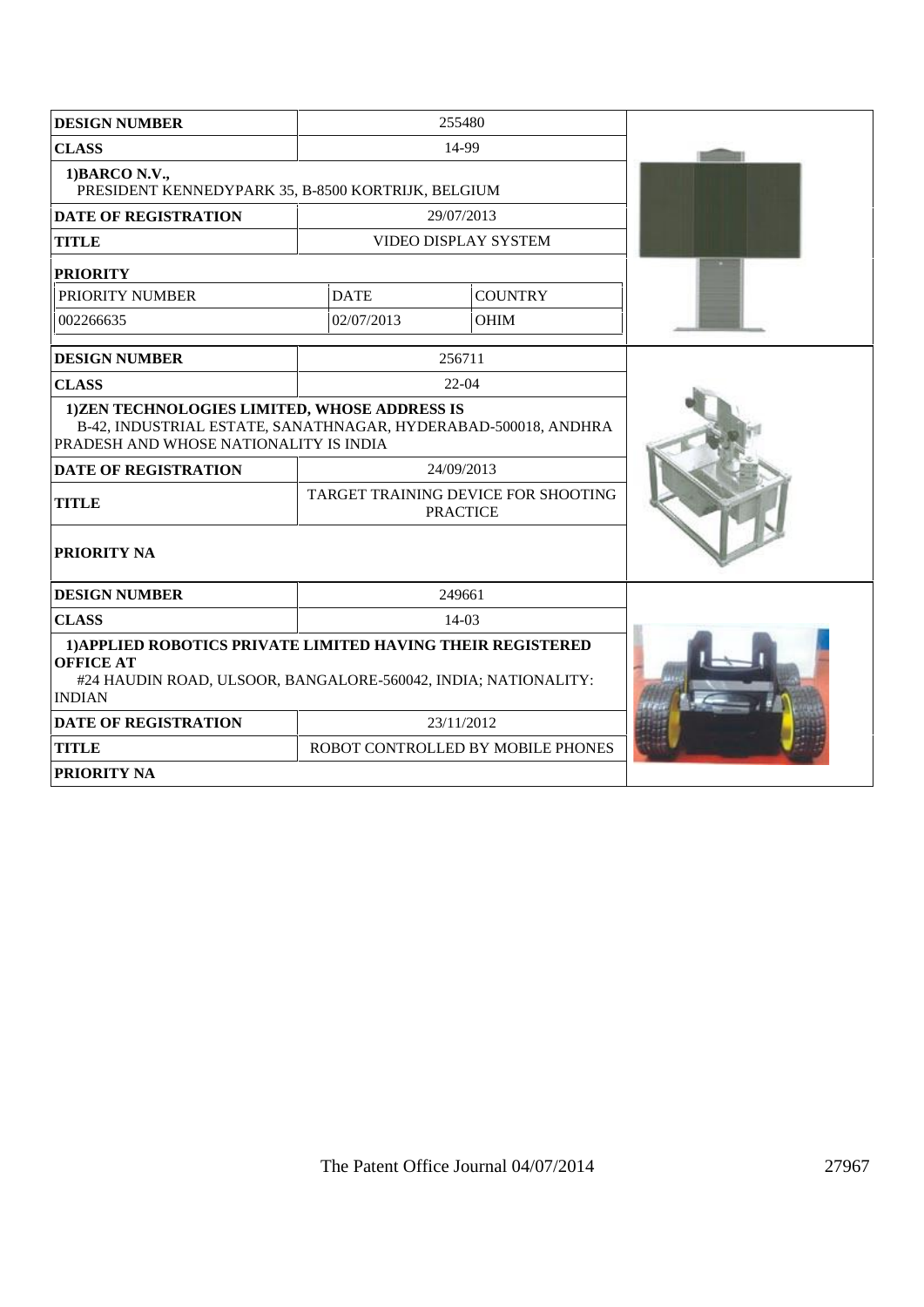| DESIGN NUMBER | 255480 | |
|---|---|---|
| CLASS | 14-99 | |
| 1)BARCO N.V., PRESIDENT KENNEDYPARK 35, B-8500 KORTRIJK, BELGIUM | | |
| DATE OF REGISTRATION | 29/07/2013 | |
| TITLE | VIDEO DISPLAY SYSTEM | |
| PRIORITY | | |
| PRIORITY NUMBER | DATE | COUNTRY |
| 002266635 | 02/07/2013 | OHIM |

| DESIGN NUMBER | 256711 |
|---|---|
| CLASS | 22-04 |
| 1)ZEN TECHNOLOGIES LIMITED, WHOSE ADDRESS IS B-42, INDUSTRIAL ESTATE, SANATHNAGAR, HYDERABAD-500018, ANDHRA PRADESH AND WHOSE NATIONALITY IS INDIA | |
| DATE OF REGISTRATION | 24/09/2013 |
| TITLE | TARGET TRAINING DEVICE FOR SHOOTING PRACTICE |
| PRIORITY NA | |

| DESIGN NUMBER | 249661 |
|---|---|
| CLASS | 14-03 |
| 1)APPLIED ROBOTICS PRIVATE LIMITED HAVING THEIR REGISTERED OFFICE AT #24 HAUDIN ROAD, ULSOOR, BANGALORE-560042, INDIA; NATIONALITY: INDIAN | |
| DATE OF REGISTRATION | 23/11/2012 |
| TITLE | ROBOT CONTROLLED BY MOBILE PHONES |
| PRIORITY NA | |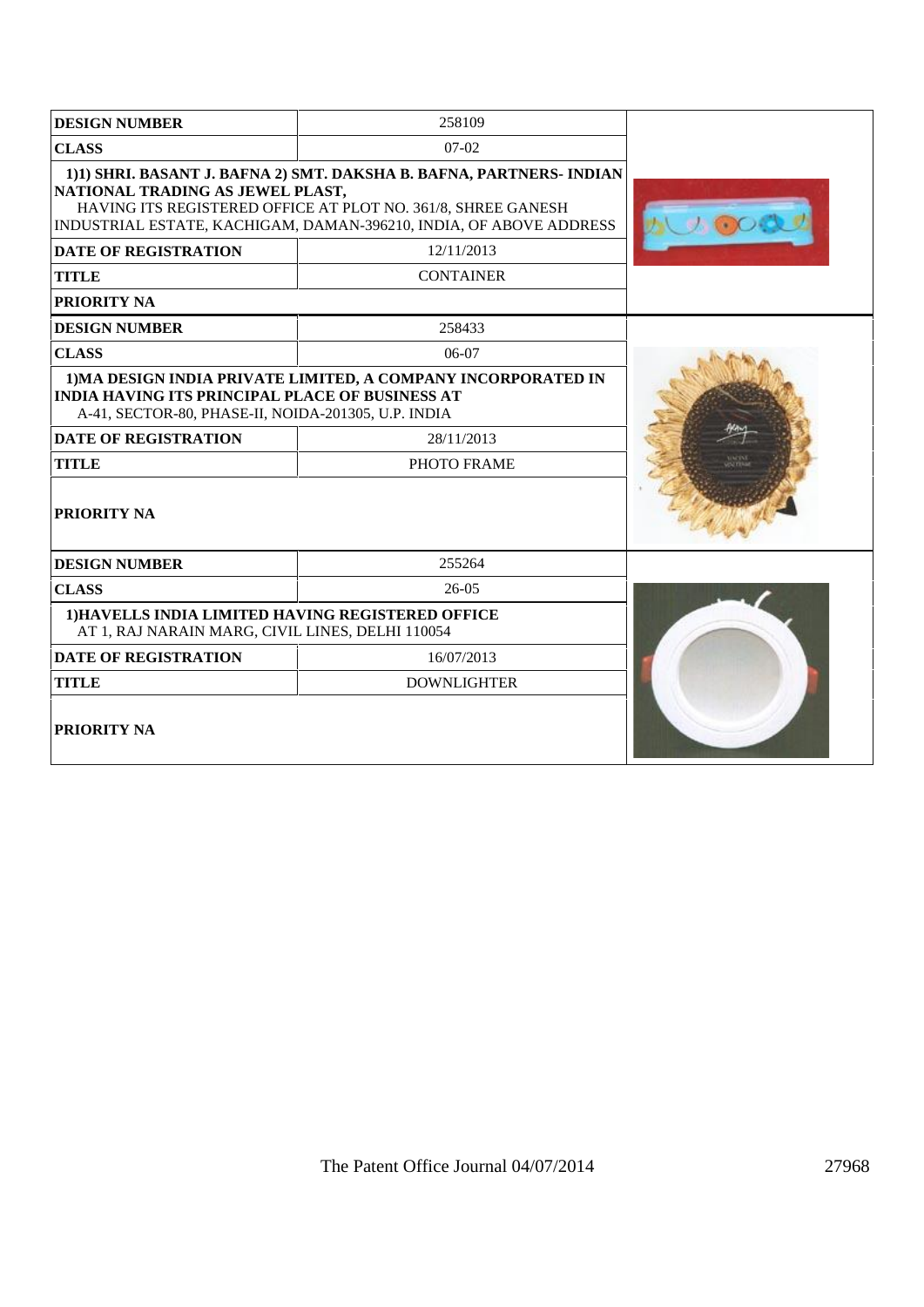| DESIGN NUMBER | 258109 |
| --- | --- |
| CLASS | 07-02 |
| **1)1) SHRI. BASANT J. BAFNA 2) SMT. DAKSHA B. BAFNA, PARTNERS- INDIAN NATIONAL TRADING AS JEWEL PLAST,** HAVING ITS REGISTERED OFFICE AT PLOT NO. 361/8, SHREE GANESH INDUSTRIAL ESTATE, KACHIGAM, DAMAN-396210, INDIA, OF ABOVE ADDRESS | |
| DATE OF REGISTRATION | 12/11/2013 |
| TITLE | CONTAINER |
| PRIORITY NA | |

| DESIGN NUMBER | 258433 |
| --- | --- |
| CLASS | 06-07 |
| **1)MA DESIGN INDIA PRIVATE LIMITED, A COMPANY INCORPORATED IN INDIA HAVING ITS PRINCIPAL PLACE OF BUSINESS AT** A-41, SECTOR-80, PHASE-II, NOIDA-201305, U.P. INDIA | |
| DATE OF REGISTRATION | 28/11/2013 |
| TITLE | PHOTO FRAME |
| PRIORITY NA | |

| DESIGN NUMBER | 255264 |
| --- | --- |
| CLASS | 26-05 |
| **1)HAVELLS INDIA LIMITED HAVING REGISTERED OFFICE** AT 1, RAJ NARAIN MARG, CIVIL LINES, DELHI 110054 | |
| DATE OF REGISTRATION | 16/07/2013 |
| TITLE | DOWNLIGHTER |
| PRIORITY NA | |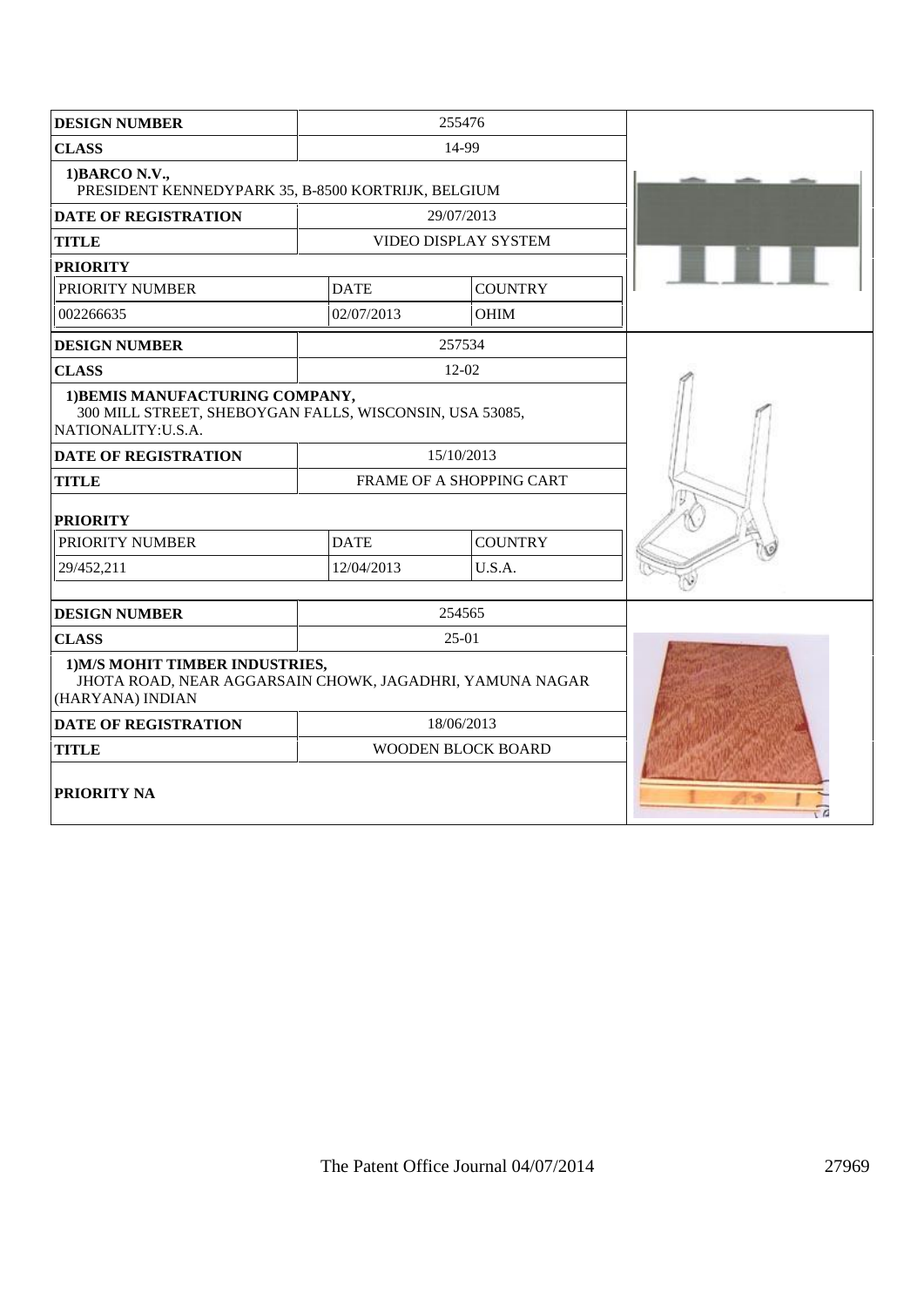| DESIGN NUMBER | 255476 | |
|---|---|---|
| CLASS | 14-99 | |
| 1)BARCO N.V., PRESIDENT KENNEDYPARK 35, B-8500 KORTRIJK, BELGIUM | | |
| DATE OF REGISTRATION | 29/07/2013 | |
| TITLE | VIDEO DISPLAY SYSTEM | |
| PRIORITY | | |
| PRIORITY NUMBER | DATE | COUNTRY |
| 002266635 | 02/07/2013 | OHIM |

| DESIGN NUMBER | 257534 | |
|---|---|---|
| CLASS | 12-02 | |
| 1)BEMIS MANUFACTURING COMPANY, 300 MILL STREET, SHEBOYGAN FALLS, WISCONSIN, USA 53085, NATIONALITY:U.S.A. | | |
| DATE OF REGISTRATION | 15/10/2013 | |
| TITLE | FRAME OF A SHOPPING CART | |
| PRIORITY | | |
| PRIORITY NUMBER | DATE | COUNTRY |
| 29/452,211 | 12/04/2013 | U.S.A. |

| DESIGN NUMBER | 254565 |
|---|---|
| CLASS | 25-01 |
| 1)M/S MOHIT TIMBER INDUSTRIES, JHOTA ROAD, NEAR AGGARSAIN CHOWK, JAGADHRI, YAMUNA NAGAR (HARYANA) INDIAN | |
| DATE OF REGISTRATION | 18/06/2013 |
| TITLE | WOODEN BLOCK BOARD |
| PRIORITY NA | |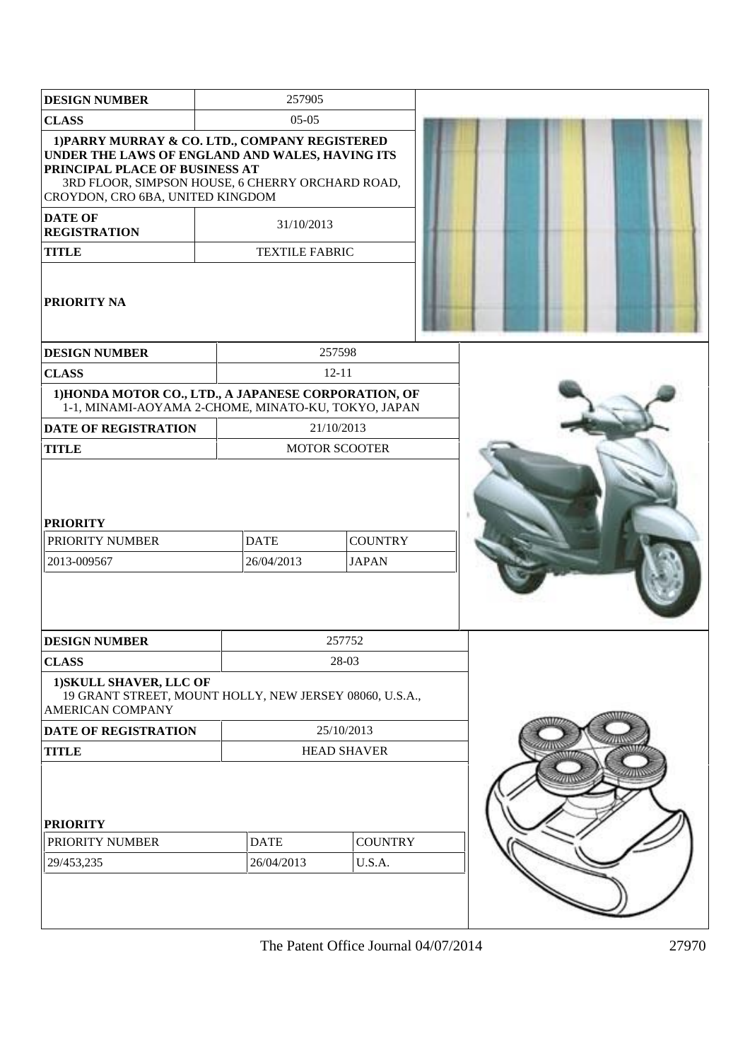| DESIGN NUMBER | 257905 |
| --- | --- |
| CLASS | 05-05 |
| 1)PARRY MURRAY & CO. LTD., COMPANY REGISTERED UNDER THE LAWS OF ENGLAND AND WALES, HAVING ITS PRINCIPAL PLACE OF BUSINESS AT 3RD FLOOR, SIMPSON HOUSE, 6 CHERRY ORCHARD ROAD, CROYDON, CRO 6BA, UNITED KINGDOM | |
| DATE OF REGISTRATION | 31/10/2013 |
| TITLE | TEXTILE FABRIC |
| PRIORITY NA | |

| DESIGN NUMBER | 257598 | |
| --- | --- | --- |
| CLASS | 12-11 | |
| 1)HONDA MOTOR CO., LTD., A JAPANESE CORPORATION, OF 1-1, MINAMI-AOYAMA 2-CHOME, MINATO-KU, TOKYO, JAPAN | | |
| DATE OF REGISTRATION | 21/10/2013 | |
| TITLE | MOTOR SCOOTER | |
| PRIORITY | | |
| PRIORITY NUMBER | DATE | COUNTRY |
| 2013-009567 | 26/04/2013 | JAPAN |

| DESIGN NUMBER | 257752 | |
| --- | --- | --- |
| CLASS | 28-03 | |
| 1)SKULL SHAVER, LLC OF 19 GRANT STREET, MOUNT HOLLY, NEW JERSEY 08060, U.S.A., AMERICAN COMPANY | | |
| DATE OF REGISTRATION | 25/10/2013 | |
| TITLE | HEAD SHAVER | |
| PRIORITY | | |
| PRIORITY NUMBER | DATE | COUNTRY |
| 29/453,235 | 26/04/2013 | U.S.A. |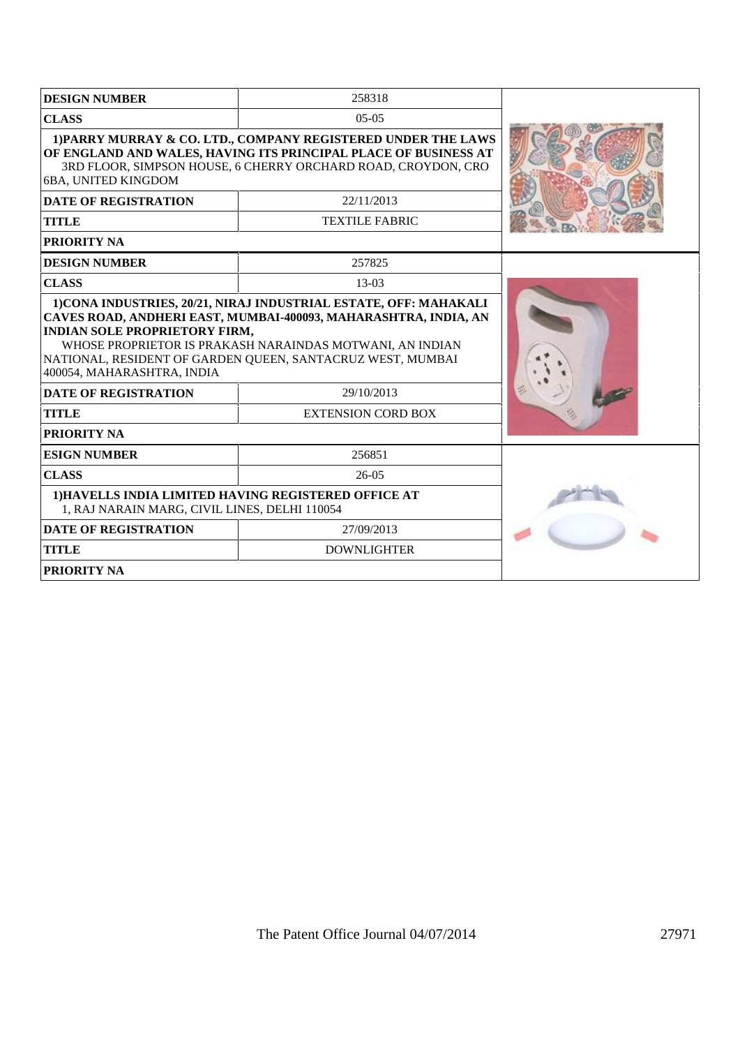| DESIGN NUMBER | 258318 |
|---|---|
| CLASS | 05-05 |
| 1)PARRY MURRAY & CO. LTD., COMPANY REGISTERED UNDER THE LAWS OF ENGLAND AND WALES, HAVING ITS PRINCIPAL PLACE OF BUSINESS AT 3RD FLOOR, SIMPSON HOUSE, 6 CHERRY ORCHARD ROAD, CROYDON, CRO 6BA, UNITED KINGDOM | |
| DATE OF REGISTRATION | 22/11/2013 |
| TITLE | TEXTILE FABRIC |
| PRIORITY NA | |

| DESIGN NUMBER | 257825 |
|---|---|
| CLASS | 13-03 |
| 1)CONA INDUSTRIES, 20/21, NIRAJ INDUSTRIAL ESTATE, OFF: MAHAKALI CAVES ROAD, ANDHERI EAST, MUMBAI-400093, MAHARASHTRA, INDIA, AN INDIAN SOLE PROPRIETORY FIRM, WHOSE PROPRIETOR IS PRAKASH NARAINDAS MOTWANI, AN INDIAN NATIONAL, RESIDENT OF GARDEN QUEEN, SANTACRUZ WEST, MUMBAI 400054, MAHARASHTRA, INDIA | |
| DATE OF REGISTRATION | 29/10/2013 |
| TITLE | EXTENSION CORD BOX |
| PRIORITY NA | |

| ESIGN NUMBER | 256851 |
|---|---|
| CLASS | 26-05 |
| 1)HAVELLS INDIA LIMITED HAVING REGISTERED OFFICE AT 1, RAJ NARAIN MARG, CIVIL LINES, DELHI 110054 | |
| DATE OF REGISTRATION | 27/09/2013 |
| TITLE | DOWNLIGHTER |
| PRIORITY NA | |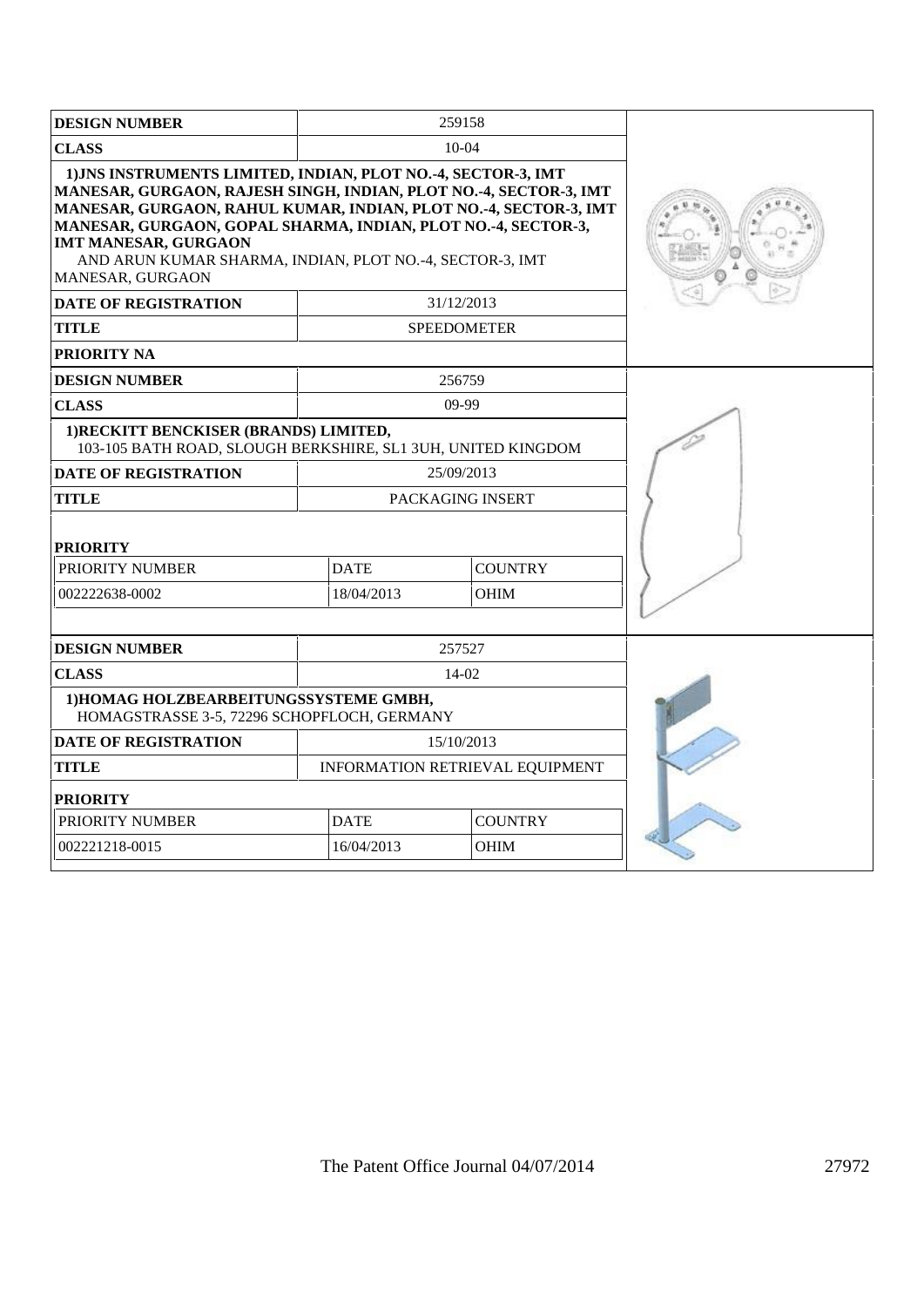| DESIGN NUMBER | 259158 |
|---|---|
| CLASS | 10-04 |
| **1)JNS INSTRUMENTS LIMITED, INDIAN, PLOT NO.-4, SECTOR-3, IMT MANESAR, GURGAON, RAJESH SINGH, INDIAN, PLOT NO.-4, SECTOR-3, IMT MANESAR, GURGAON, RAHUL KUMAR, INDIAN, PLOT NO.-4, SECTOR-3, IMT MANESAR, GURGAON, GOPAL SHARMA, INDIAN, PLOT NO.-4, SECTOR-3, IMT MANESAR, GURGAON** AND ARUN KUMAR SHARMA, INDIAN, PLOT NO.-4, SECTOR-3, IMT MANESAR, GURGAON | |
| DATE OF REGISTRATION | 31/12/2013 |
| TITLE | SPEEDOMETER |
| PRIORITY NA | |

| DESIGN NUMBER | 256759 | |
|---|---|---|
| CLASS | 09-99 | |
| **1)RECKITT BENCKISER (BRANDS) LIMITED,** 103-105 BATH ROAD, SLOUGH BERKSHIRE, SL1 3UH, UNITED KINGDOM | | |
| DATE OF REGISTRATION | 25/09/2013 | |
| TITLE | PACKAGING INSERT | |
| **PRIORITY** | | |
| PRIORITY NUMBER | DATE | COUNTRY |
| 002222638-0002 | 18/04/2013 | OHIM |

| DESIGN NUMBER | 257527 | |
|---|---|---|
| CLASS | 14-02 | |
| **1)HOMAG HOLZBEARBEITUNGSSYSTEME GMBH,** HOMAGSTRASSE 3-5, 72296 SCHOPFLOCH, GERMANY | | |
| DATE OF REGISTRATION | 15/10/2013 | |
| TITLE | INFORMATION RETRIEVAL EQUIPMENT | |
| **PRIORITY** | | |
| PRIORITY NUMBER | DATE | COUNTRY |
| 002221218-0015 | 16/04/2013 | OHIM |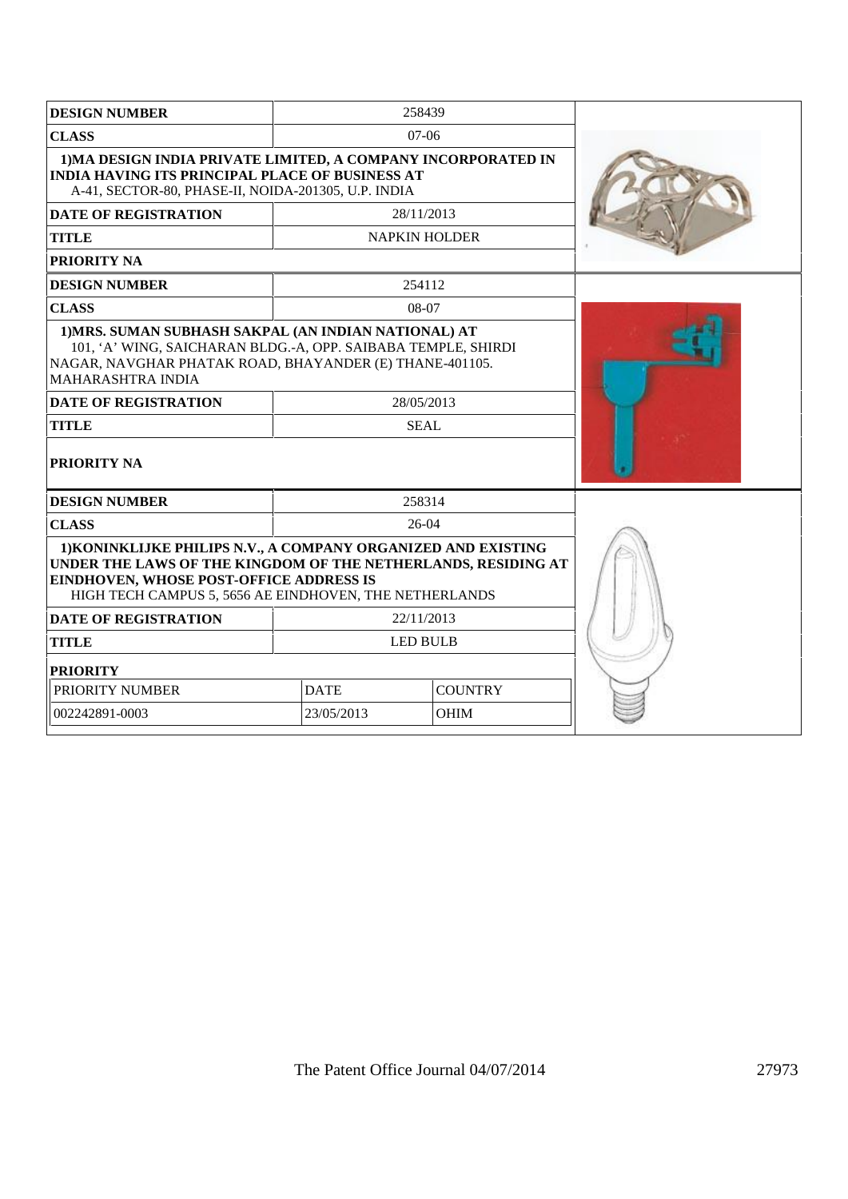| DESIGN NUMBER | 258439 |
|---|---|
| CLASS | 07-06 |
| 1)MA DESIGN INDIA PRIVATE LIMITED, A COMPANY INCORPORATED IN INDIA HAVING ITS PRINCIPAL PLACE OF BUSINESS AT A-41, SECTOR-80, PHASE-II, NOIDA-201305, U.P. INDIA | |
| DATE OF REGISTRATION | 28/11/2013 |
| TITLE | NAPKIN HOLDER |
| PRIORITY NA | |

| DESIGN NUMBER | 254112 |
|---|---|
| CLASS | 08-07 |
| 1)MRS. SUMAN SUBHASH SAKPAL (AN INDIAN NATIONAL) AT 101, 'A' WING, SAICHARAN BLDG.-A, OPP. SAIBABA TEMPLE, SHIRDI NAGAR, NAVGHAR PHATAK ROAD, BHAYANDER (E) THANE-401105. MAHARASHTRA INDIA | |
| DATE OF REGISTRATION | 28/05/2013 |
| TITLE | SEAL |
| PRIORITY NA | |

| DESIGN NUMBER | 258314 | |
|---|---|---|
| CLASS | 26-04 | |
| 1)KONINKLIJKE PHILIPS N.V., A COMPANY ORGANIZED AND EXISTING UNDER THE LAWS OF THE KINGDOM OF THE NETHERLANDS, RESIDING AT EINDHOVEN, WHOSE POST-OFFICE ADDRESS IS HIGH TECH CAMPUS 5, 5656 AE EINDHOVEN, THE NETHERLANDS | | |
| DATE OF REGISTRATION | 22/11/2013 | |
| TITLE | LED BULB | |
| PRIORITY | | |
| PRIORITY NUMBER | DATE | COUNTRY |
| 002242891-0003 | 23/05/2013 | OHIM |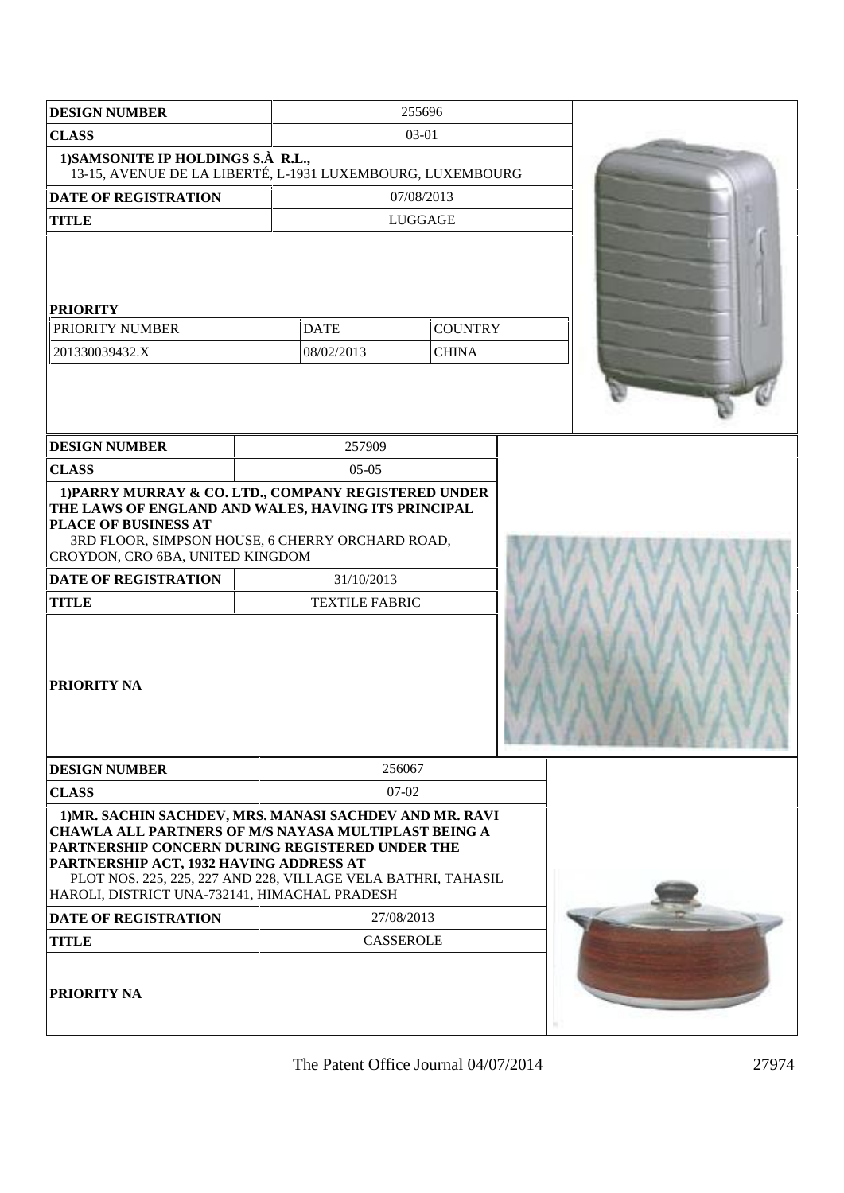| DESIGN NUMBER | 255696 | |
|---|---|---|
| CLASS | 03-01 | |
| 1)SAMSONITE IP HOLDINGS S.À R.L., 13-15, AVENUE DE LA LIBERTÉ, L-1931 LUXEMBOURG, LUXEMBOURG | | |
| DATE OF REGISTRATION | 07/08/2013 | |
| TITLE | LUGGAGE | |
| PRIORITY | | |
| PRIORITY NUMBER | DATE | COUNTRY |
| 201330039432.X | 08/02/2013 | CHINA |

| DESIGN NUMBER | 257909 |
|---|---|
| CLASS | 05-05 |
| 1)PARRY MURRAY & CO. LTD., COMPANY REGISTERED UNDER THE LAWS OF ENGLAND AND WALES, HAVING ITS PRINCIPAL PLACE OF BUSINESS AT 3RD FLOOR, SIMPSON HOUSE, 6 CHERRY ORCHARD ROAD, CROYDON, CRO 6BA, UNITED KINGDOM | |
| DATE OF REGISTRATION | 31/10/2013 |
| TITLE | TEXTILE FABRIC |
| PRIORITY NA | |

| DESIGN NUMBER | 256067 |
|---|---|
| CLASS | 07-02 |
| 1)MR. SACHIN SACHDEV, MRS. MANASI SACHDEV AND MR. RAVI CHAWLA ALL PARTNERS OF M/S NAYASA MULTIPLAST BEING A PARTNERSHIP CONCERN DURING REGISTERED UNDER THE PARTNERSHIP ACT, 1932 HAVING ADDRESS AT PLOT NOS. 225, 225, 227 AND 228, VILLAGE VELA BATHRI, TAHASIL HAROLI, DISTRICT UNA-732141, HIMACHAL PRADESH | |
| DATE OF REGISTRATION | 27/08/2013 |
| TITLE | CASSEROLE |
| PRIORITY NA | |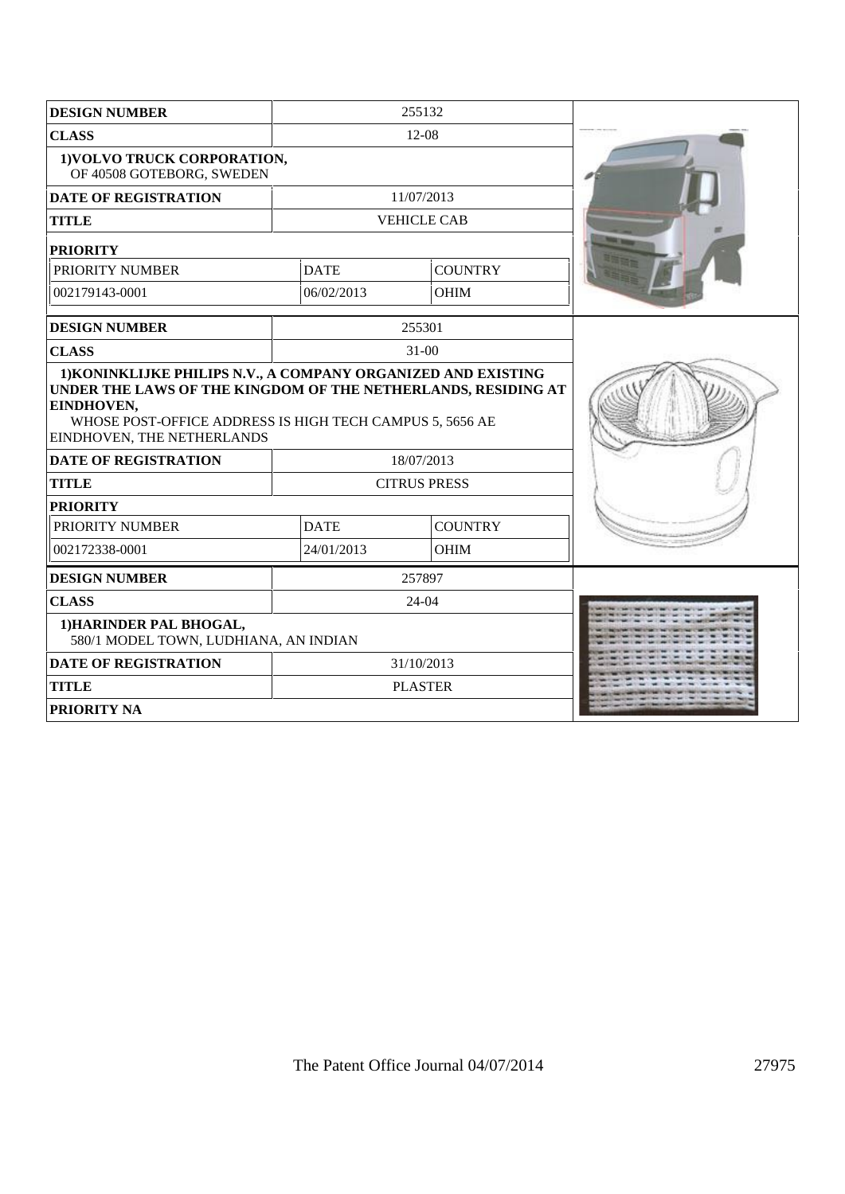| DESIGN NUMBER | 255132 | |
|---|---|---|
| CLASS | 12-08 | |
| **1)VOLVO TRUCK CORPORATION,** OF 40508 GOTEBORG, SWEDEN | | |
| DATE OF REGISTRATION | 11/07/2013 | |
| TITLE | VEHICLE CAB | |
| PRIORITY | | |
| PRIORITY NUMBER | DATE | COUNTRY |
| 002179143-0001 | 06/02/2013 | OHIM |

| DESIGN NUMBER | 255301 | |
|---|---|---|
| CLASS | 31-00 | |
| **1)KONINKLIJKE PHILIPS N.V., A COMPANY ORGANIZED AND EXISTING UNDER THE LAWS OF THE KINGDOM OF THE NETHERLANDS, RESIDING AT EINDHOVEN,** WHOSE POST-OFFICE ADDRESS IS HIGH TECH CAMPUS 5, 5656 AE EINDHOVEN, THE NETHERLANDS | | |
| DATE OF REGISTRATION | 18/07/2013 | |
| TITLE | CITRUS PRESS | |
| PRIORITY | | |
| PRIORITY NUMBER | DATE | COUNTRY |
| 002172338-0001 | 24/01/2013 | OHIM |

| DESIGN NUMBER | 257897 |
|---|---|
| CLASS | 24-04 |
| **1)HARINDER PAL BHOGAL,** 580/1 MODEL TOWN, LUDHIANA, AN INDIAN | |
| DATE OF REGISTRATION | 31/10/2013 |
| TITLE | PLASTER |
| PRIORITY NA | |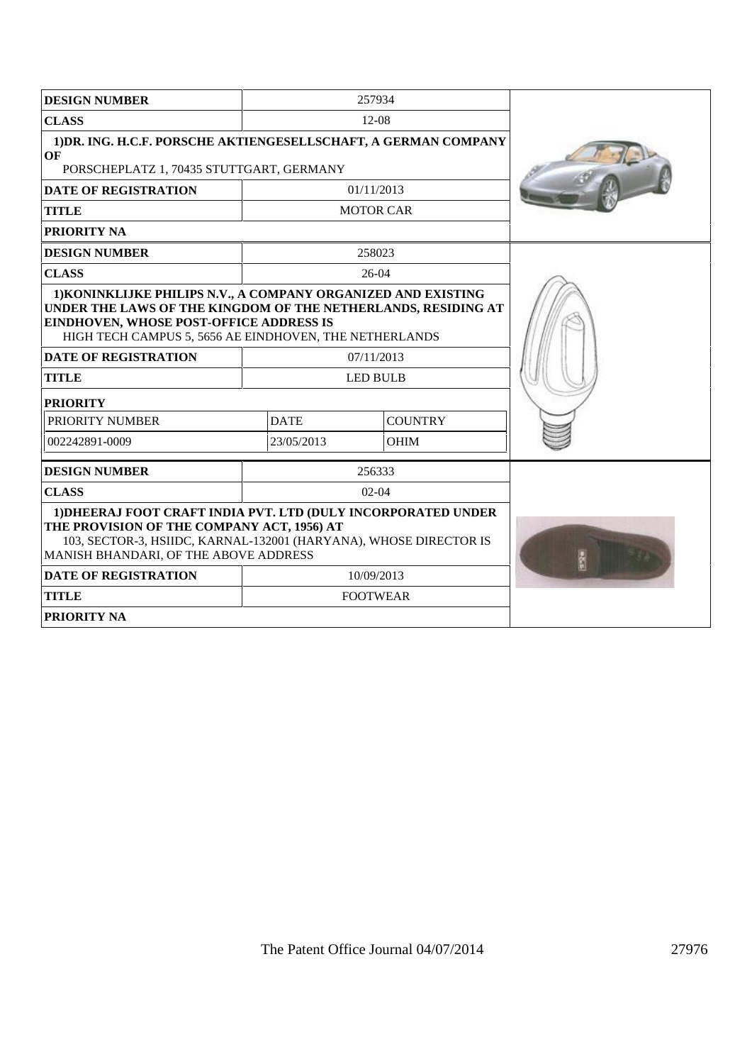| DESIGN NUMBER | 257934 | |
|---|---|---|
| CLASS | 12-08 | |
| **1)DR. ING. H.C.F. PORSCHE AKTIENGESELLSCHAFT, A GERMAN COMPANY OF** PORSCHEPLATZ 1, 70435 STUTTGART, GERMANY | | |
| DATE OF REGISTRATION | 01/11/2013 | |
| TITLE | MOTOR CAR | |
| PRIORITY NA | | |

| DESIGN NUMBER | 258023 | |
|---|---|---|
| CLASS | 26-04 | |
| **1)KONINKLIJKE PHILIPS N.V., A COMPANY ORGANIZED AND EXISTING UNDER THE LAWS OF THE KINGDOM OF THE NETHERLANDS, RESIDING AT EINDHOVEN, WHOSE POST-OFFICE ADDRESS IS** HIGH TECH CAMPUS 5, 5656 AE EINDHOVEN, THE NETHERLANDS | | |
| DATE OF REGISTRATION | 07/11/2013 | |
| TITLE | LED BULB | |
| PRIORITY | | |
| PRIORITY NUMBER | DATE | COUNTRY |
| 002242891-0009 | 23/05/2013 | OHIM |

| DESIGN NUMBER | 256333 | |
|---|---|---|
| CLASS | 02-04 | |
| **1)DHEERAJ FOOT CRAFT INDIA PVT. LTD (DULY INCORPORATED UNDER THE PROVISION OF THE COMPANY ACT, 1956) AT** 103, SECTOR-3, HSIIDC, KARNAL-132001 (HARYANA), WHOSE DIRECTOR IS MANISH BHANDARI, OF THE ABOVE ADDRESS | | |
| DATE OF REGISTRATION | 10/09/2013 | |
| TITLE | FOOTWEAR | |
| PRIORITY NA | | |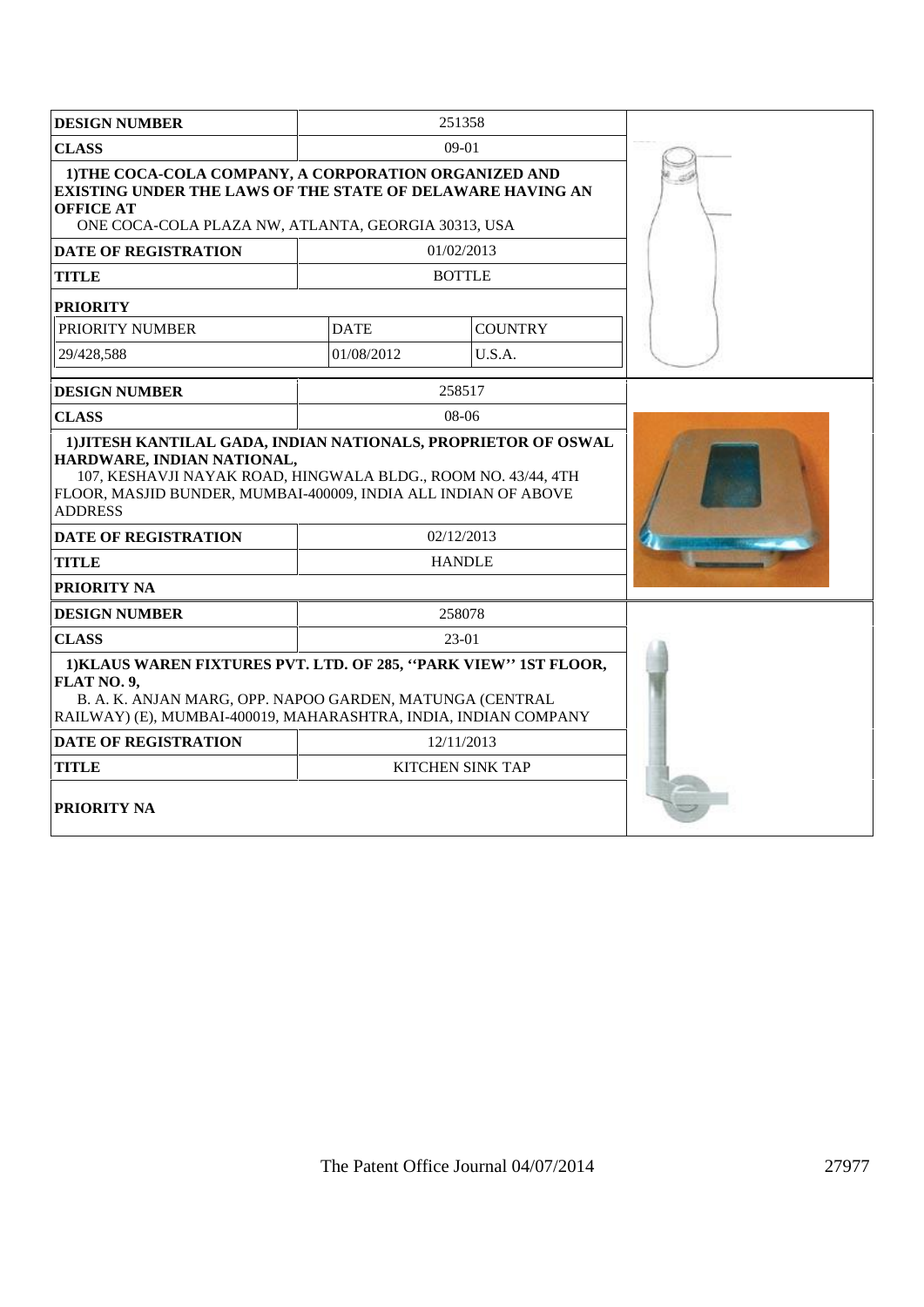| DESIGN NUMBER | 251358 | |
|---|---|---|
| CLASS | 09-01 | |
| **1)THE COCA-COLA COMPANY, A CORPORATION ORGANIZED AND EXISTING UNDER THE LAWS OF THE STATE OF DELAWARE HAVING AN OFFICE AT** ONE COCA-COLA PLAZA NW, ATLANTA, GEORGIA 30313, USA | | |
| DATE OF REGISTRATION | 01/02/2013 | |
| TITLE | BOTTLE | |
| PRIORITY | | |
| PRIORITY NUMBER | DATE | COUNTRY |
| 29/428,588 | 01/08/2012 | U.S.A. |

| DESIGN NUMBER | 258517 |
|---|---|
| CLASS | 08-06 |
| **1)JITESH KANTILAL GADA, INDIAN NATIONALS, PROPRIETOR OF OSWAL HARDWARE, INDIAN NATIONAL,** 107, KESHAVJI NAYAK ROAD, HINGWALA BLDG., ROOM NO. 43/44, 4TH FLOOR, MASJID BUNDER, MUMBAI-400009, INDIA ALL INDIAN OF ABOVE ADDRESS | |
| DATE OF REGISTRATION | 02/12/2013 |
| TITLE | HANDLE |
| PRIORITY NA | |

| DESIGN NUMBER | 258078 |
|---|---|
| CLASS | 23-01 |
| **1)KLAUS WAREN FIXTURES PVT. LTD. OF 285, ''PARK VIEW'' 1ST FLOOR, FLAT NO. 9,** B. A. K. ANJAN MARG, OPP. NAPOO GARDEN, MATUNGA (CENTRAL RAILWAY) (E), MUMBAI-400019, MAHARASHTRA, INDIA, INDIAN COMPANY | |
| DATE OF REGISTRATION | 12/11/2013 |
| TITLE | KITCHEN SINK TAP |
| PRIORITY NA | |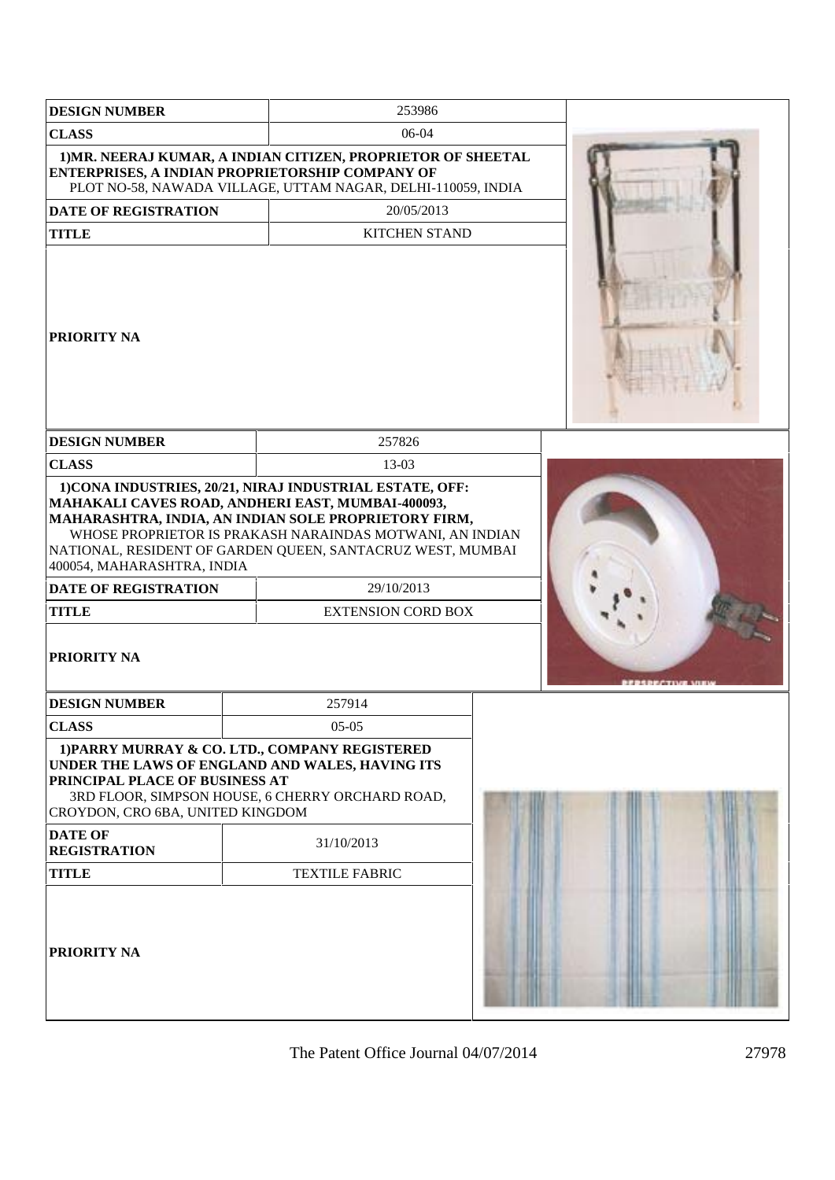| DESIGN NUMBER | 253986 |
|---|---|
| CLASS | 06-04 |
| 1)MR. NEERAJ KUMAR, A INDIAN CITIZEN, PROPRIETOR OF SHEETAL ENTERPRISES, A INDIAN PROPRIETORSHIP COMPANY OF PLOT NO-58, NAWADA VILLAGE, UTTAM NAGAR, DELHI-110059, INDIA | |
| DATE OF REGISTRATION | 20/05/2013 |
| TITLE | KITCHEN STAND |
| PRIORITY NA | |

| DESIGN NUMBER | 257826 |
|---|---|
| CLASS | 13-03 |
| 1)CONA INDUSTRIES, 20/21, NIRAJ INDUSTRIAL ESTATE, OFF: MAHAKALI CAVES ROAD, ANDHERI EAST, MUMBAI-400093, MAHARASHTRA, INDIA, AN INDIAN SOLE PROPRIETORY FIRM, WHOSE PROPRIETOR IS PRAKASH NARAINDAS MOTWANI, AN INDIAN NATIONAL, RESIDENT OF GARDEN QUEEN, SANTACRUZ WEST, MUMBAI 400054, MAHARASHTRA, INDIA | |
| DATE OF REGISTRATION | 29/10/2013 |
| TITLE | EXTENSION CORD BOX |
| PRIORITY NA | |

| DESIGN NUMBER | 257914 |
|---|---|
| CLASS | 05-05 |
| 1)PARRY MURRAY & CO. LTD., COMPANY REGISTERED UNDER THE LAWS OF ENGLAND AND WALES, HAVING ITS PRINCIPAL PLACE OF BUSINESS AT 3RD FLOOR, SIMPSON HOUSE, 6 CHERRY ORCHARD ROAD, CROYDON, CRO 6BA, UNITED KINGDOM | |
| DATE OF REGISTRATION | 31/10/2013 |
| TITLE | TEXTILE FABRIC |
| PRIORITY NA | |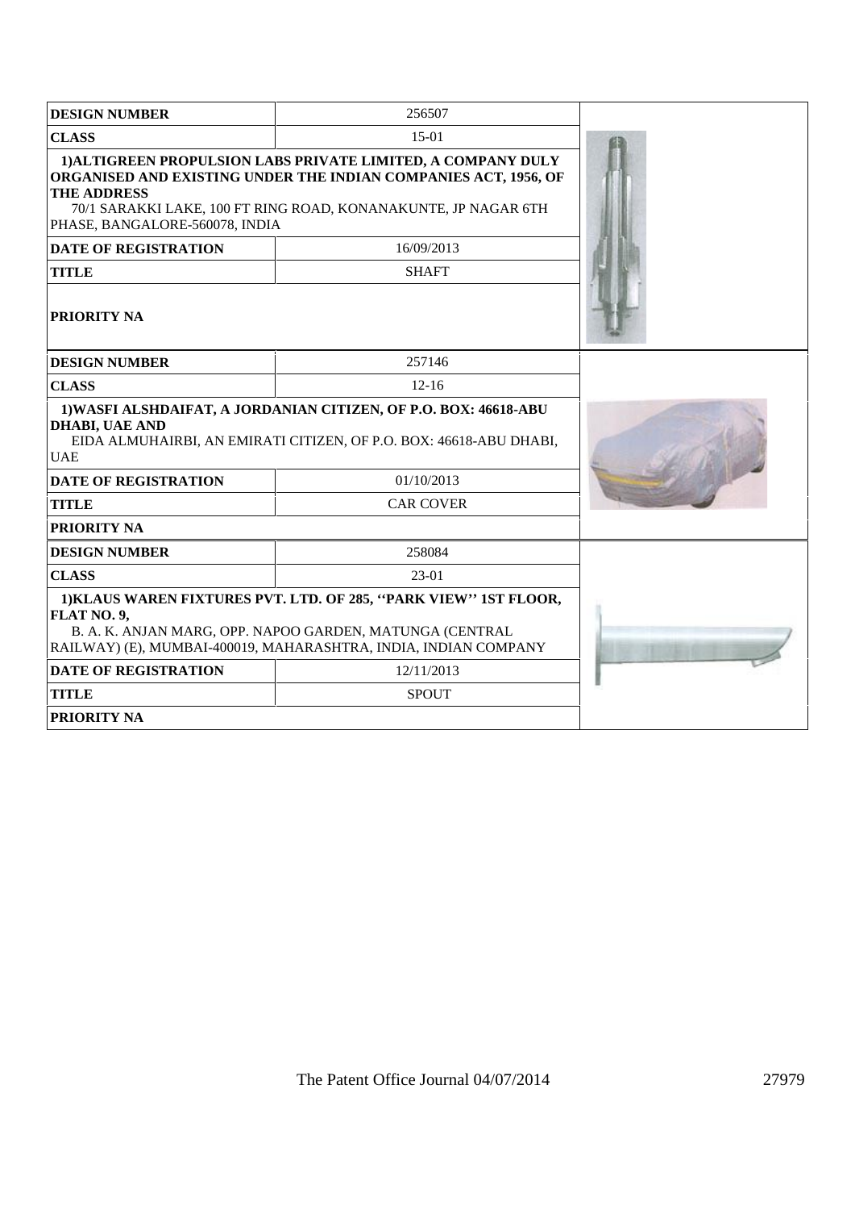| DESIGN NUMBER | 256507 |
| --- | --- |
| CLASS | 15-01 |
| **1)ALTIGREEN PROPULSION LABS PRIVATE LIMITED, A COMPANY DULY ORGANISED AND EXISTING UNDER THE INDIAN COMPANIES ACT, 1956, OF THE ADDRESS** 70/1 SARAKKI LAKE, 100 FT RING ROAD, KONANAKUNTE, JP NAGAR 6TH PHASE, BANGALORE-560078, INDIA | |
| DATE OF REGISTRATION | 16/09/2013 |
| TITLE | SHAFT |
| PRIORITY NA | |

| DESIGN NUMBER | 257146 |
| --- | --- |
| CLASS | 12-16 |
| **1)WASFI ALSHDAIFAT, A JORDANIAN CITIZEN, OF P.O. BOX: 46618-ABU DHABI, UAE AND** EIDA ALMUHAIRBI, AN EMIRATI CITIZEN, OF P.O. BOX: 46618-ABU DHABI, UAE | |
| DATE OF REGISTRATION | 01/10/2013 |
| TITLE | CAR COVER |
| PRIORITY NA | |

| DESIGN NUMBER | 258084 |
| --- | --- |
| CLASS | 23-01 |
| **1)KLAUS WAREN FIXTURES PVT. LTD. OF 285, ''PARK VIEW'' 1ST FLOOR, FLAT NO. 9,** B. A. K. ANJAN MARG, OPP. NAPOO GARDEN, MATUNGA (CENTRAL RAILWAY) (E), MUMBAI-400019, MAHARASHTRA, INDIA, INDIAN COMPANY | |
| DATE OF REGISTRATION | 12/11/2013 |
| TITLE | SPOUT |
| PRIORITY NA | |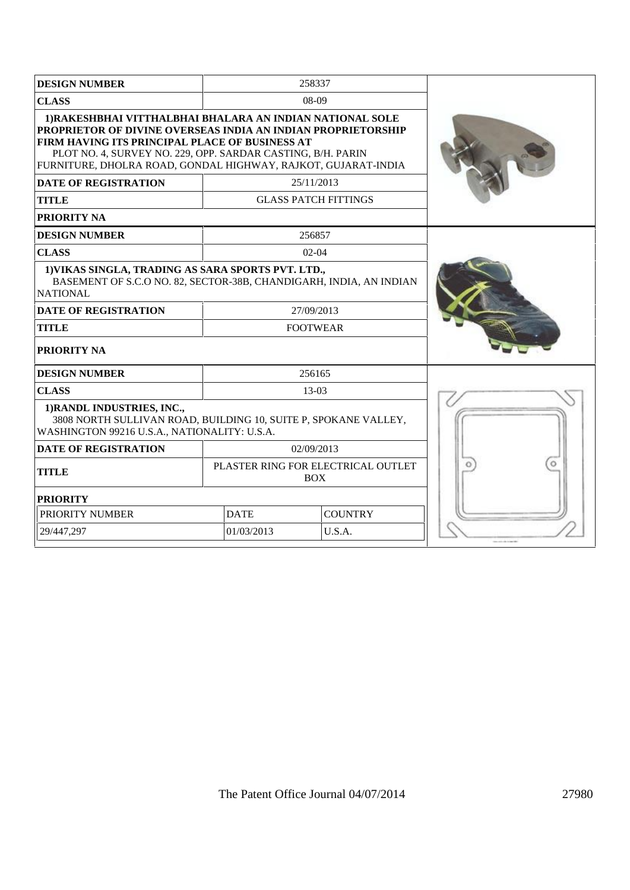| DESIGN NUMBER | 258337 |
|---|---|
| CLASS | 08-09 |
| **1)RAKESHBHAI VITTHALBHAI BHALARA AN INDIAN NATIONAL SOLE PROPRIETOR OF DIVINE OVERSEAS INDIA AN INDIAN PROPRIETORSHIP FIRM HAVING ITS PRINCIPAL PLACE OF BUSINESS AT** PLOT NO. 4, SURVEY NO. 229, OPP. SARDAR CASTING, B/H. PARIN FURNITURE, DHOLRA ROAD, GONDAL HIGHWAY, RAJKOT, GUJARAT-INDIA | |
| DATE OF REGISTRATION | 25/11/2013 |
| TITLE | GLASS PATCH FITTINGS |
| PRIORITY NA | |

| DESIGN NUMBER | 256857 |
|---|---|
| CLASS | 02-04 |
| **1)VIKAS SINGLA, TRADING AS SARA SPORTS PVT. LTD.,** BASEMENT OF S.C.O NO. 82, SECTOR-38B, CHANDIGARH, INDIA, AN INDIAN NATIONAL | |
| DATE OF REGISTRATION | 27/09/2013 |
| TITLE | FOOTWEAR |
| PRIORITY NA | |

| DESIGN NUMBER | 256165 | |
|---|---|---|
| CLASS | 13-03 | |
| **1)RANDL INDUSTRIES, INC.,** 3808 NORTH SULLIVAN ROAD, BUILDING 10, SUITE P, SPOKANE VALLEY, WASHINGTON 99216 U.S.A., NATIONALITY: U.S.A. | | |
| DATE OF REGISTRATION | 02/09/2013 | |
| TITLE | PLASTER RING FOR ELECTRICAL OUTLET BOX | |
| PRIORITY | | |
| PRIORITY NUMBER | DATE | COUNTRY |
| 29/447,297 | 01/03/2013 | U.S.A. |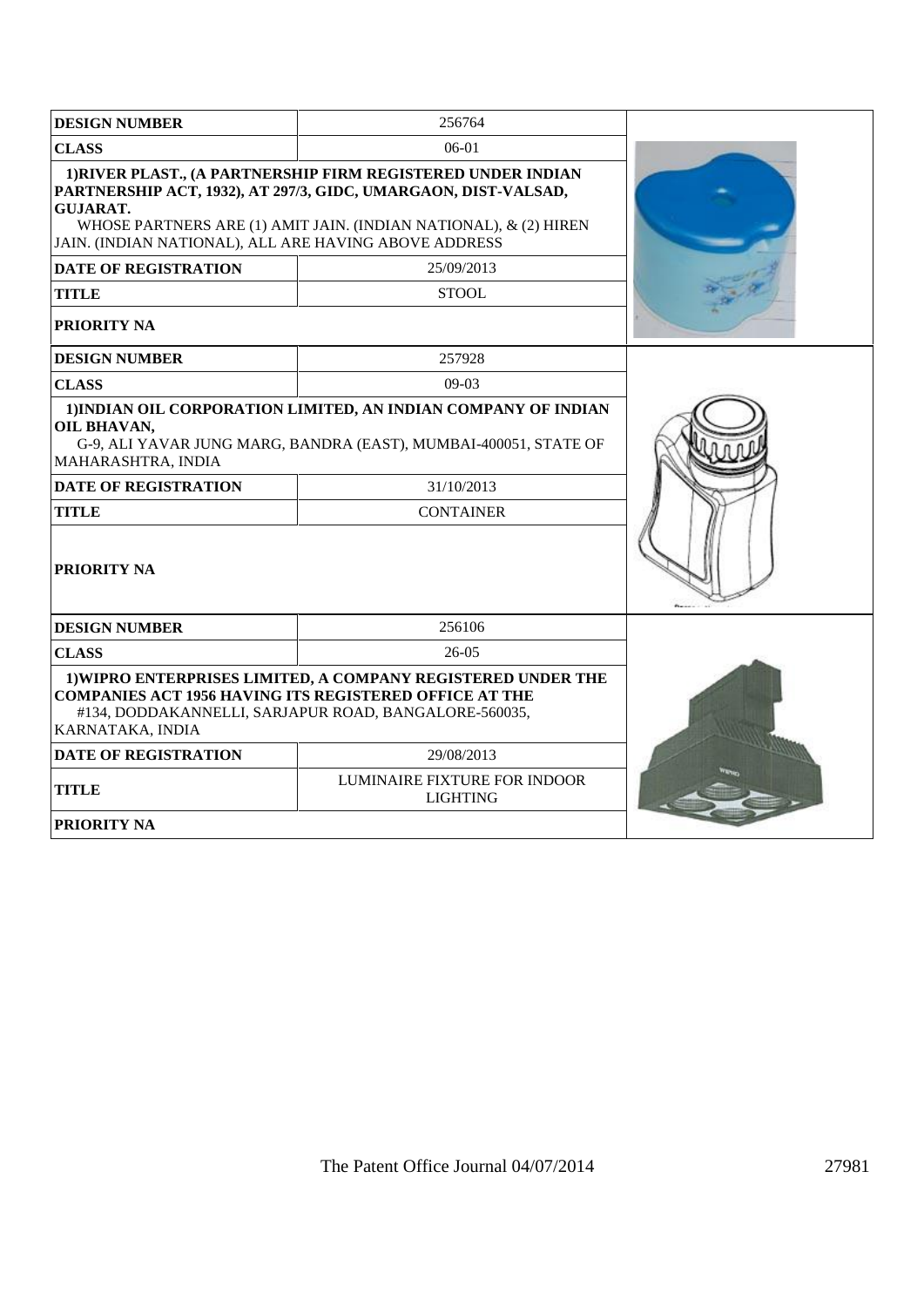| DESIGN NUMBER | 256764 |
|---|---|
| CLASS | 06-01 |
| 1)RIVER PLAST., (A PARTNERSHIP FIRM REGISTERED UNDER INDIAN PARTNERSHIP ACT, 1932), AT 297/3, GIDC, UMARGAON, DIST-VALSAD, GUJARAT. WHOSE PARTNERS ARE (1) AMIT JAIN. (INDIAN NATIONAL), & (2) HIREN JAIN. (INDIAN NATIONAL), ALL ARE HAVING ABOVE ADDRESS | |
| DATE OF REGISTRATION | 25/09/2013 |
| TITLE | STOOL |
| PRIORITY NA | |

| DESIGN NUMBER | 257928 |
|---|---|
| CLASS | 09-03 |
| 1)INDIAN OIL CORPORATION LIMITED, AN INDIAN COMPANY OF INDIAN OIL BHAVAN, G-9, ALI YAVAR JUNG MARG, BANDRA (EAST), MUMBAI-400051, STATE OF MAHARASHTRA, INDIA | |
| DATE OF REGISTRATION | 31/10/2013 |
| TITLE | CONTAINER |
| PRIORITY NA | |

| DESIGN NUMBER | 256106 |
|---|---|
| CLASS | 26-05 |
| 1)WIPRO ENTERPRISES LIMITED, A COMPANY REGISTERED UNDER THE COMPANIES ACT 1956 HAVING ITS REGISTERED OFFICE AT THE #134, DODDAKANNELLI, SARJAPUR ROAD, BANGALORE-560035, KARNATAKA, INDIA | |
| DATE OF REGISTRATION | 29/08/2013 |
| TITLE | LUMINAIRE FIXTURE FOR INDOOR LIGHTING |
| PRIORITY NA | |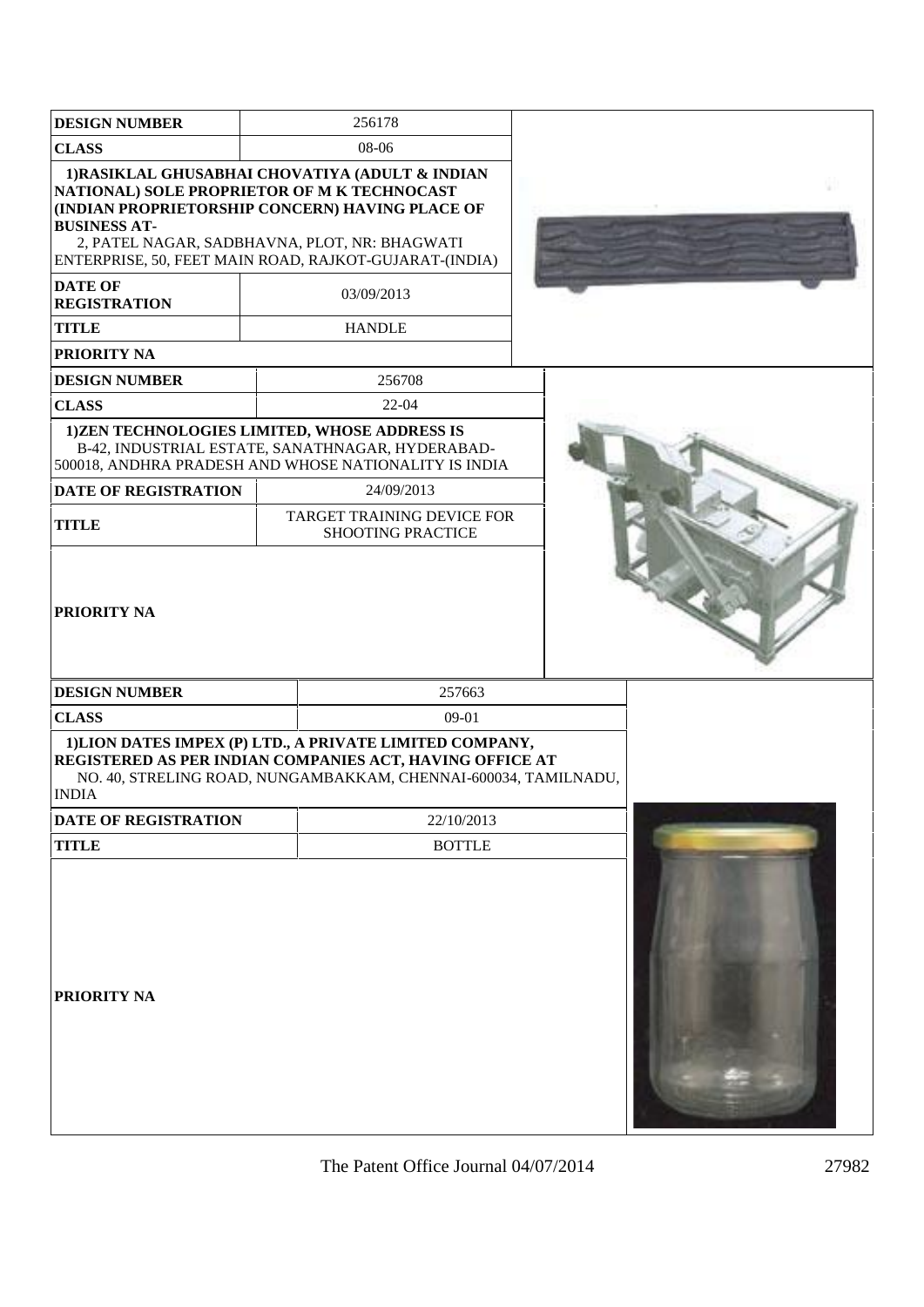| DESIGN NUMBER | 256178 |
| --- | --- |
| CLASS | 08-06 |
| 1)RASIKLAL GHUSABHAI CHOVATIYA (ADULT & INDIAN NATIONAL) SOLE PROPRIETOR OF M K TECHNOCAST (INDIAN PROPRIETORSHIP CONCERN) HAVING PLACE OF BUSINESS AT- 2, PATEL NAGAR, SADBHAVNA, PLOT, NR: BHAGWATI ENTERPRISE, 50, FEET MAIN ROAD, RAJKOT-GUJARAT-(INDIA) | |
| DATE OF REGISTRATION | 03/09/2013 |
| TITLE | HANDLE |
| PRIORITY NA | |

| DESIGN NUMBER | 256708 |
| --- | --- |
| CLASS | 22-04 |
| 1)ZEN TECHNOLOGIES LIMITED, WHOSE ADDRESS IS B-42, INDUSTRIAL ESTATE, SANATHNAGAR, HYDERABAD-500018, ANDHRA PRADESH AND WHOSE NATIONALITY IS INDIA | |
| DATE OF REGISTRATION | 24/09/2013 |
| TITLE | TARGET TRAINING DEVICE FOR SHOOTING PRACTICE |
| PRIORITY NA | |

| DESIGN NUMBER | 257663 |
| --- | --- |
| CLASS | 09-01 |
| 1)LION DATES IMPEX (P) LTD., A PRIVATE LIMITED COMPANY, REGISTERED AS PER INDIAN COMPANIES ACT, HAVING OFFICE AT NO. 40, STRELING ROAD, NUNGAMBAKKAM, CHENNAI-600034, TAMILNADU, INDIA | |
| DATE OF REGISTRATION | 22/10/2013 |
| TITLE | BOTTLE |
| PRIORITY NA | |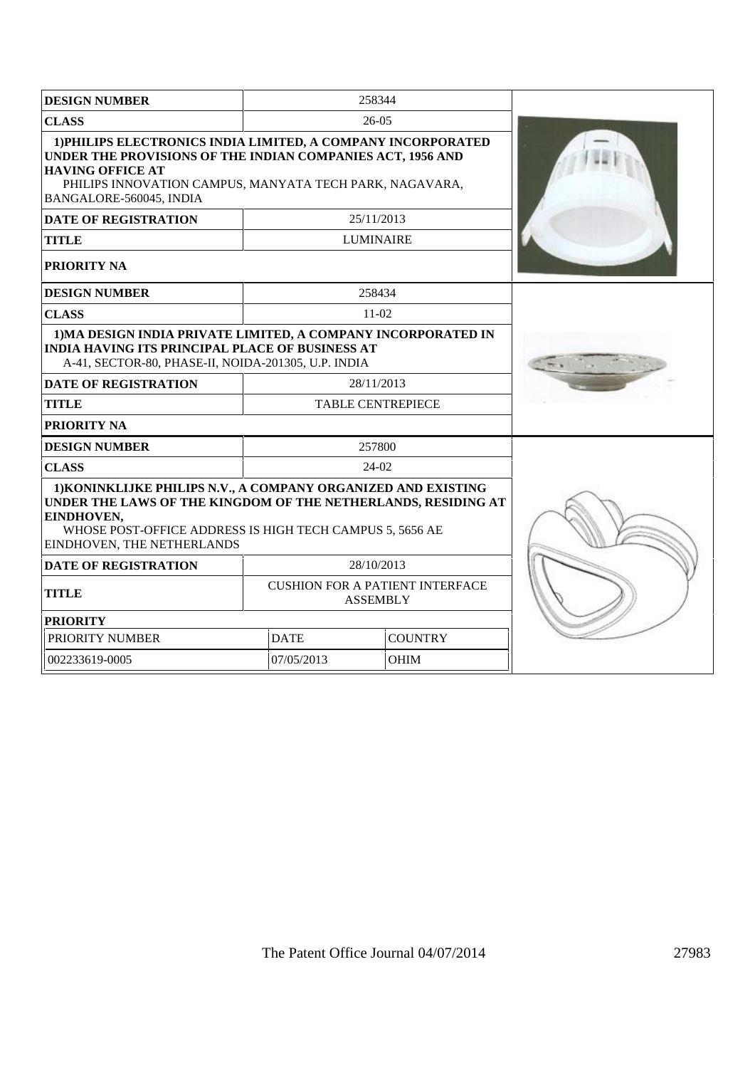| DESIGN NUMBER | 258344 | |
|---|---|---|
| CLASS | 26-05 | |
| 1)PHILIPS ELECTRONICS INDIA LIMITED, A COMPANY INCORPORATED UNDER THE PROVISIONS OF THE INDIAN COMPANIES ACT, 1956 AND HAVING OFFICE AT PHILIPS INNOVATION CAMPUS, MANYATA TECH PARK, NAGAVARA, BANGALORE-560045, INDIA | | |
| DATE OF REGISTRATION | 25/11/2013 | |
| TITLE | LUMINAIRE | |
| PRIORITY NA | | |

| DESIGN NUMBER | 258434 | |
|---|---|---|
| CLASS | 11-02 | |
| 1)MA DESIGN INDIA PRIVATE LIMITED, A COMPANY INCORPORATED IN INDIA HAVING ITS PRINCIPAL PLACE OF BUSINESS AT A-41, SECTOR-80, PHASE-II, NOIDA-201305, U.P. INDIA | | |
| DATE OF REGISTRATION | 28/11/2013 | |
| TITLE | TABLE CENTREPIECE | |
| PRIORITY NA | | |

| DESIGN NUMBER | 257800 | |
|---|---|---|
| CLASS | 24-02 | |
| 1)KONINKLIJKE PHILIPS N.V., A COMPANY ORGANIZED AND EXISTING UNDER THE LAWS OF THE KINGDOM OF THE NETHERLANDS, RESIDING AT EINDHOVEN, WHOSE POST-OFFICE ADDRESS IS HIGH TECH CAMPUS 5, 5656 AE EINDHOVEN, THE NETHERLANDS | | |
| DATE OF REGISTRATION | 28/10/2013 | |
| TITLE | CUSHION FOR A PATIENT INTERFACE ASSEMBLY | |
| PRIORITY | | |
| PRIORITY NUMBER | DATE | COUNTRY |
| 002233619-0005 | 07/05/2013 | OHIM |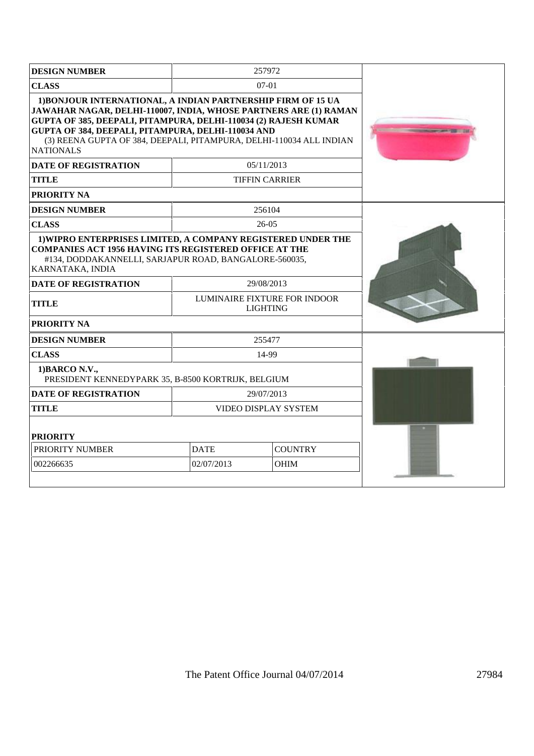| DESIGN NUMBER | 257972 | |
|---|---|---|
| CLASS | 07-01 | |
| **1)BONJOUR INTERNATIONAL, A INDIAN PARTNERSHIP FIRM OF 15 UA JAWAHAR NAGAR, DELHI-110007, INDIA, WHOSE PARTNERS ARE (1) RAMAN GUPTA OF 385, DEEPALI, PITAMPURA, DELHI-110034 (2) RAJESH KUMAR GUPTA OF 384, DEEPALI, PITAMPURA, DELHI-110034 AND** (3) REENA GUPTA OF 384, DEEPALI, PITAMPURA, DELHI-110034 ALL INDIAN NATIONALS | | |
| DATE OF REGISTRATION | 05/11/2013 | |
| TITLE | TIFFIN CARRIER | |
| PRIORITY NA | | |

| DESIGN NUMBER | 256104 | |
|---|---|---|
| CLASS | 26-05 | |
| **1)WIPRO ENTERPRISES LIMITED, A COMPANY REGISTERED UNDER THE COMPANIES ACT 1956 HAVING ITS REGISTERED OFFICE AT THE** #134, DODDAKANNELLI, SARJAPUR ROAD, BANGALORE-560035, KARNATAKA, INDIA | | |
| DATE OF REGISTRATION | 29/08/2013 | |
| TITLE | LUMINAIRE FIXTURE FOR INDOOR LIGHTING | |
| PRIORITY NA | | |

| DESIGN NUMBER | 255477 | |
|---|---|---|
| CLASS | 14-99 | |
| **1)BARCO N.V.,** PRESIDENT KENNEDYPARK 35, B-8500 KORTRIJK, BELGIUM | | |
| DATE OF REGISTRATION | 29/07/2013 | |
| TITLE | VIDEO DISPLAY SYSTEM | |
| PRIORITY | | |

| PRIORITY NUMBER | DATE | COUNTRY |
|---|---|---|
| 002266635 | 02/07/2013 | OHIM |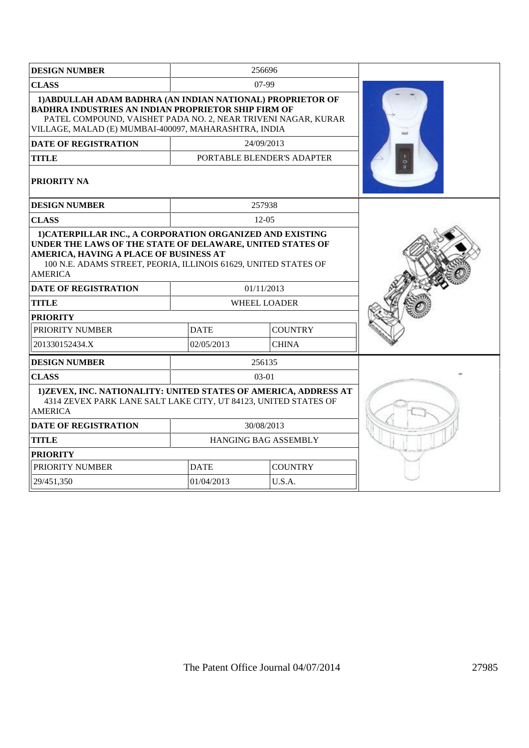| DESIGN NUMBER | 256696 |
|---|---|
| CLASS | 07-99 |
| 1)ABDULLAH ADAM BADHRA (AN INDIAN NATIONAL) PROPRIETOR OF BADHRA INDUSTRIES AN INDIAN PROPRIETOR SHIP FIRM OF PATEL COMPOUND, VAISHET PADA NO. 2, NEAR TRIVENI NAGAR, KURAR VILLAGE, MALAD (E) MUMBAI-400097, MAHARASHTRA, INDIA | |
| DATE OF REGISTRATION | 24/09/2013 |
| TITLE | PORTABLE BLENDER'S ADAPTER |
| PRIORITY NA | |

| DESIGN NUMBER | 257938 | |
|---|---|---|
| CLASS | 12-05 | |
| 1)CATERPILLAR INC., A CORPORATION ORGANIZED AND EXISTING UNDER THE LAWS OF THE STATE OF DELAWARE, UNITED STATES OF AMERICA, HAVING A PLACE OF BUSINESS AT 100 N.E. ADAMS STREET, PEORIA, ILLINOIS 61629, UNITED STATES OF AMERICA | | |
| DATE OF REGISTRATION | 01/11/2013 | |
| TITLE | WHEEL LOADER | |
| PRIORITY | | |
| PRIORITY NUMBER | DATE | COUNTRY |
| 201330152434.X | 02/05/2013 | CHINA |

| DESIGN NUMBER | 256135 | |
|---|---|---|
| CLASS | 03-01 | |
| 1)ZEVEX, INC. NATIONALITY: UNITED STATES OF AMERICA, ADDRESS AT 4314 ZEVEX PARK LANE SALT LAKE CITY, UT 84123, UNITED STATES OF AMERICA | | |
| DATE OF REGISTRATION | 30/08/2013 | |
| TITLE | HANGING BAG ASSEMBLY | |
| PRIORITY | | |
| PRIORITY NUMBER | DATE | COUNTRY |
| 29/451,350 | 01/04/2013 | U.S.A. |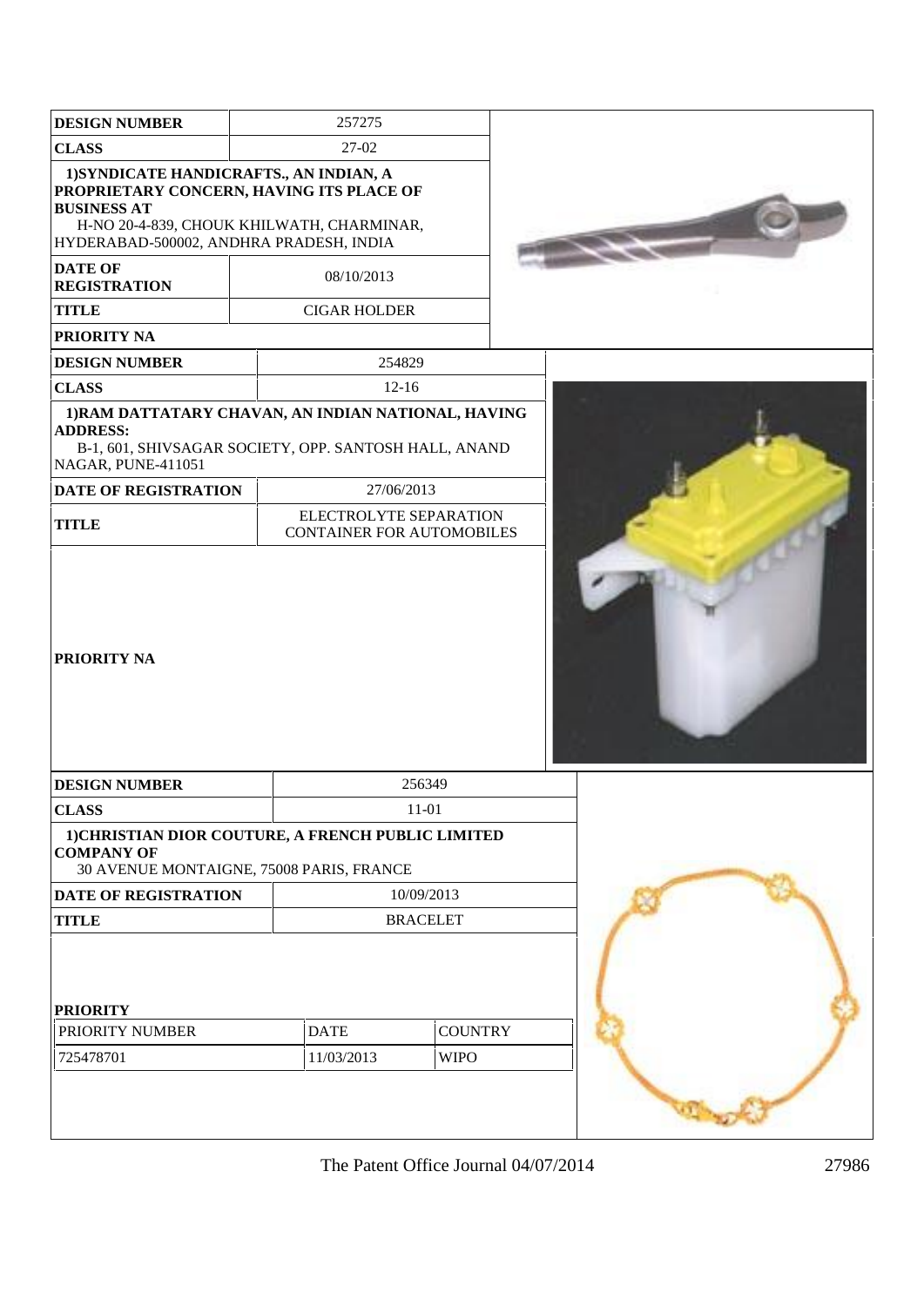| DESIGN NUMBER | 257275 |
|---|---|
| CLASS | 27-02 |
| 1)SYNDICATE HANDICRAFTS., AN INDIAN, A PROPRIETARY CONCERN, HAVING ITS PLACE OF BUSINESS AT H-NO 20-4-839, CHOUK KHILWATH, CHARMINAR, HYDERABAD-500002, ANDHRA PRADESH, INDIA | |
| DATE OF REGISTRATION | 08/10/2013 |
| TITLE | CIGAR HOLDER |
| PRIORITY NA | |

| DESIGN NUMBER | 254829 |
|---|---|
| CLASS | 12-16 |
| 1)RAM DATTATARY CHAVAN, AN INDIAN NATIONAL, HAVING ADDRESS: B-1, 601, SHIVSAGAR SOCIETY, OPP. SANTOSH HALL, ANAND NAGAR, PUNE-411051 | |
| DATE OF REGISTRATION | 27/06/2013 |
| TITLE | ELECTROLYTE SEPARATION CONTAINER FOR AUTOMOBILES |
| PRIORITY NA | |

| DESIGN NUMBER | 256349 | |
|---|---|---|
| CLASS | 11-01 | |
| 1)CHRISTIAN DIOR COUTURE, A FRENCH PUBLIC LIMITED COMPANY OF 30 AVENUE MONTAIGNE, 75008 PARIS, FRANCE | | |
| DATE OF REGISTRATION | 10/09/2013 | |
| TITLE | BRACELET | |
| PRIORITY | | |
| PRIORITY NUMBER | DATE | COUNTRY |
| 725478701 | 11/03/2013 | WIPO |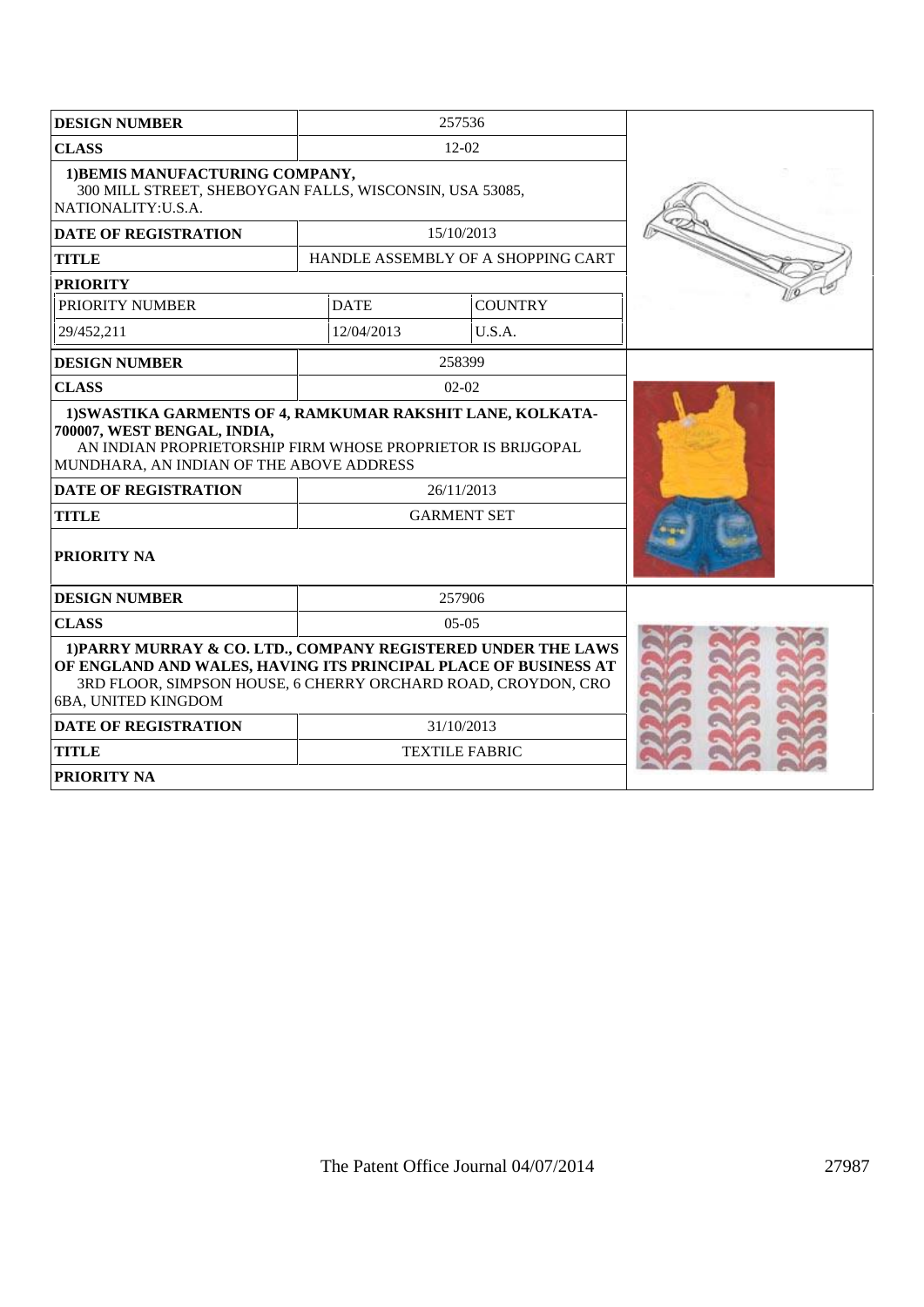| DESIGN NUMBER | 257536 | |
|---|---|---|
| CLASS | 12-02 | |
| **1)BEMIS MANUFACTURING COMPANY,** 300 MILL STREET, SHEBOYGAN FALLS, WISCONSIN, USA 53085, NATIONALITY:U.S.A. | | |
| DATE OF REGISTRATION | 15/10/2013 | |
| TITLE | HANDLE ASSEMBLY OF A SHOPPING CART | |
| PRIORITY | | |
| PRIORITY NUMBER | DATE | COUNTRY |
| 29/452,211 | 12/04/2013 | U.S.A. |

| DESIGN NUMBER | 258399 |
|---|---|
| CLASS | 02-02 |
| **1)SWASTIKA GARMENTS OF 4, RAMKUMAR RAKSHIT LANE, KOLKATA-700007, WEST BENGAL, INDIA,** AN INDIAN PROPRIETORSHIP FIRM WHOSE PROPRIETOR IS BRIJGOPAL MUNDHARA, AN INDIAN OF THE ABOVE ADDRESS | |
| DATE OF REGISTRATION | 26/11/2013 |
| TITLE | GARMENT SET |
| PRIORITY NA | |

| DESIGN NUMBER | 257906 |
|---|---|
| CLASS | 05-05 |
| **1)PARRY MURRAY & CO. LTD., COMPANY REGISTERED UNDER THE LAWS OF ENGLAND AND WALES, HAVING ITS PRINCIPAL PLACE OF BUSINESS AT** 3RD FLOOR, SIMPSON HOUSE, 6 CHERRY ORCHARD ROAD, CROYDON, CRO 6BA, UNITED KINGDOM | |
| DATE OF REGISTRATION | 31/10/2013 |
| TITLE | TEXTILE FABRIC |
| PRIORITY NA | |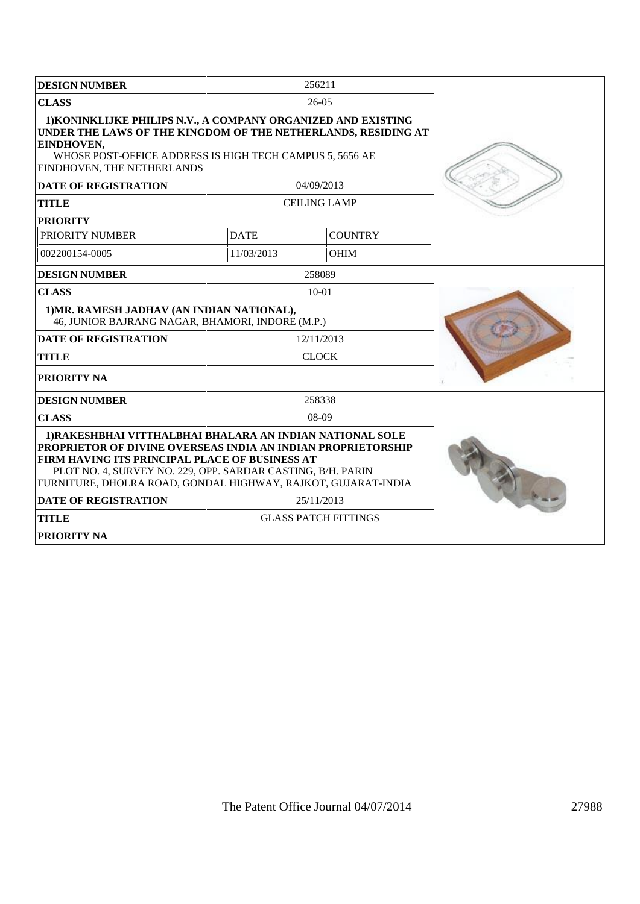| DESIGN NUMBER | 256211 | |
|---|---|---|
| CLASS | 26-05 | |
| 1)KONINKLIJKE PHILIPS N.V., A COMPANY ORGANIZED AND EXISTING UNDER THE LAWS OF THE KINGDOM OF THE NETHERLANDS, RESIDING AT EINDHOVEN, WHOSE POST-OFFICE ADDRESS IS HIGH TECH CAMPUS 5, 5656 AE EINDHOVEN, THE NETHERLANDS | | |
| DATE OF REGISTRATION | 04/09/2013 | |
| TITLE | CEILING LAMP | |
| PRIORITY | | |
| PRIORITY NUMBER | DATE | COUNTRY |
| 002200154-0005 | 11/03/2013 | OHIM |

| DESIGN NUMBER | 258089 |
|---|---|
| CLASS | 10-01 |
| 1)MR. RAMESH JADHAV (AN INDIAN NATIONAL), 46, JUNIOR BAJRANG NAGAR, BHAMORI, INDORE (M.P.) | |
| DATE OF REGISTRATION | 12/11/2013 |
| TITLE | CLOCK |
| PRIORITY NA | |

| DESIGN NUMBER | 258338 |
|---|---|
| CLASS | 08-09 |
| 1)RAKESHBHAI VITTHALBHAI BHALARA AN INDIAN NATIONAL SOLE PROPRIETOR OF DIVINE OVERSEAS INDIA AN INDIAN PROPRIETORSHIP FIRM HAVING ITS PRINCIPAL PLACE OF BUSINESS AT PLOT NO. 4, SURVEY NO. 229, OPP. SARDAR CASTING, B/H. PARIN FURNITURE, DHOLRA ROAD, GONDAL HIGHWAY, RAJKOT, GUJARAT-INDIA | |
| DATE OF REGISTRATION | 25/11/2013 |
| TITLE | GLASS PATCH FITTINGS |
| PRIORITY NA | |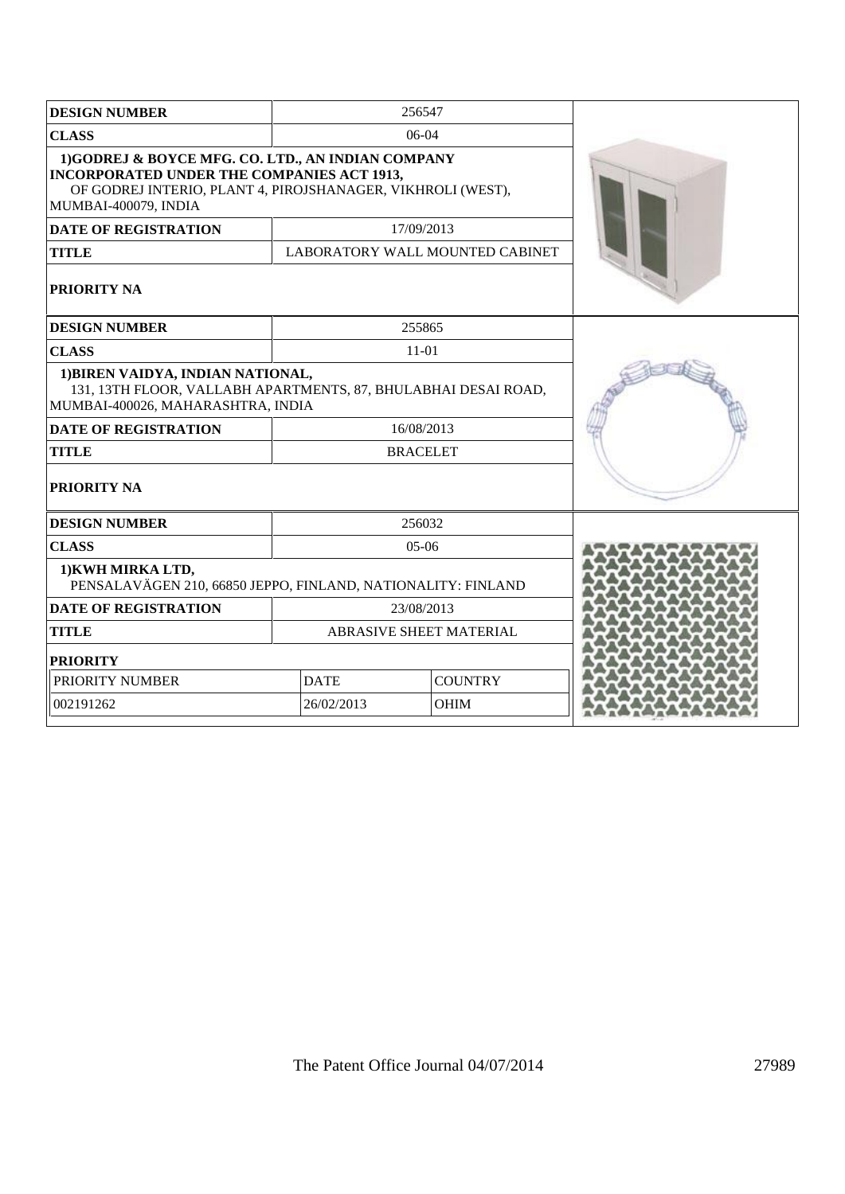| DESIGN NUMBER | 256547 | |
|---|---|---|
| CLASS | 06-04 | |
| 1)GODREJ & BOYCE MFG. CO. LTD., AN INDIAN COMPANY INCORPORATED UNDER THE COMPANIES ACT 1913, OF GODREJ INTERIO, PLANT 4, PIROJSHANAGER, VIKHROLI (WEST), MUMBAI-400079, INDIA | | |
| DATE OF REGISTRATION | 17/09/2013 | |
| TITLE | LABORATORY WALL MOUNTED CABINET | |
| PRIORITY NA | | |

| DESIGN NUMBER | 255865 | |
|---|---|---|
| CLASS | 11-01 | |
| 1)BIREN VAIDYA, INDIAN NATIONAL, 131, 13TH FLOOR, VALLABH APARTMENTS, 87, BHULABHAI DESAI ROAD, MUMBAI-400026, MAHARASHTRA, INDIA | | |
| DATE OF REGISTRATION | 16/08/2013 | |
| TITLE | BRACELET | |
| PRIORITY NA | | |

| DESIGN NUMBER | 256032 | |
|---|---|---|
| CLASS | 05-06 | |
| 1)KWH MIRKA LTD, PENSALAVÄGEN 210, 66850 JEPPO, FINLAND, NATIONALITY: FINLAND | | |
| DATE OF REGISTRATION | 23/08/2013 | |
| TITLE | ABRASIVE SHEET MATERIAL | |
| PRIORITY | | |
| PRIORITY NUMBER | DATE | COUNTRY |
| 002191262 | 26/02/2013 | OHIM |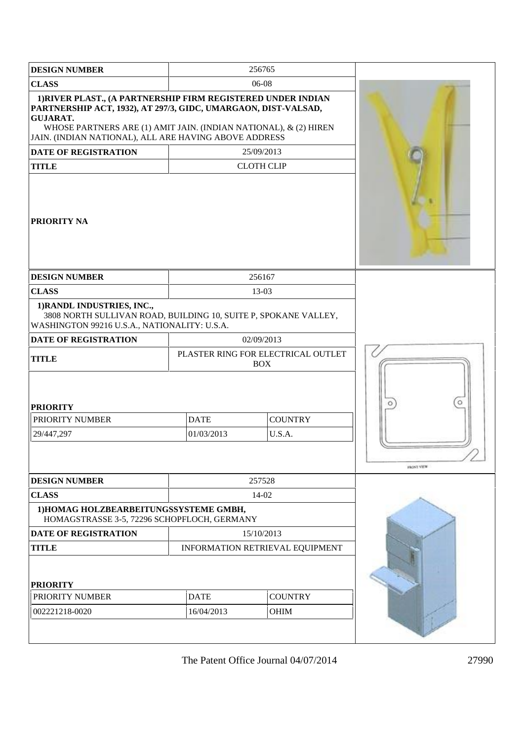| DESIGN NUMBER | 256765 |
| --- | --- |
| CLASS | 06-08 |
| 1)RIVER PLAST., (A PARTNERSHIP FIRM REGISTERED UNDER INDIAN PARTNERSHIP ACT, 1932), AT 297/3, GIDC, UMARGAON, DIST-VALSAD, GUJARAT. WHOSE PARTNERS ARE (1) AMIT JAIN. (INDIAN NATIONAL), & (2) HIREN JAIN. (INDIAN NATIONAL), ALL ARE HAVING ABOVE ADDRESS | |
| DATE OF REGISTRATION | 25/09/2013 |
| TITLE | CLOTH CLIP |
| PRIORITY NA | |

| DESIGN NUMBER | 256167 | |
| --- | --- | --- |
| CLASS | 13-03 | |
| 1)RANDL INDUSTRIES, INC., 3808 NORTH SULLIVAN ROAD, BUILDING 10, SUITE P, SPOKANE VALLEY, WASHINGTON 99216 U.S.A., NATIONALITY: U.S.A. | | |
| DATE OF REGISTRATION | 02/09/2013 | |
| TITLE | PLASTER RING FOR ELECTRICAL OUTLET BOX | |
| PRIORITY | | |
| PRIORITY NUMBER | DATE | COUNTRY |
| 29/447,297 | 01/03/2013 | U.S.A. |

FRONT VIEW

| DESIGN NUMBER | 257528 | |
| --- | --- | --- |
| CLASS | 14-02 | |
| 1)HOMAG HOLZBEARBEITUNGSSYSTEME GMBH, HOMAGSTRASSE 3-5, 72296 SCHOPFLOCH, GERMANY | | |
| DATE OF REGISTRATION | 15/10/2013 | |
| TITLE | INFORMATION RETRIEVAL EQUIPMENT | |
| PRIORITY | | |
| PRIORITY NUMBER | DATE | COUNTRY |
| 002221218-0020 | 16/04/2013 | OHIM |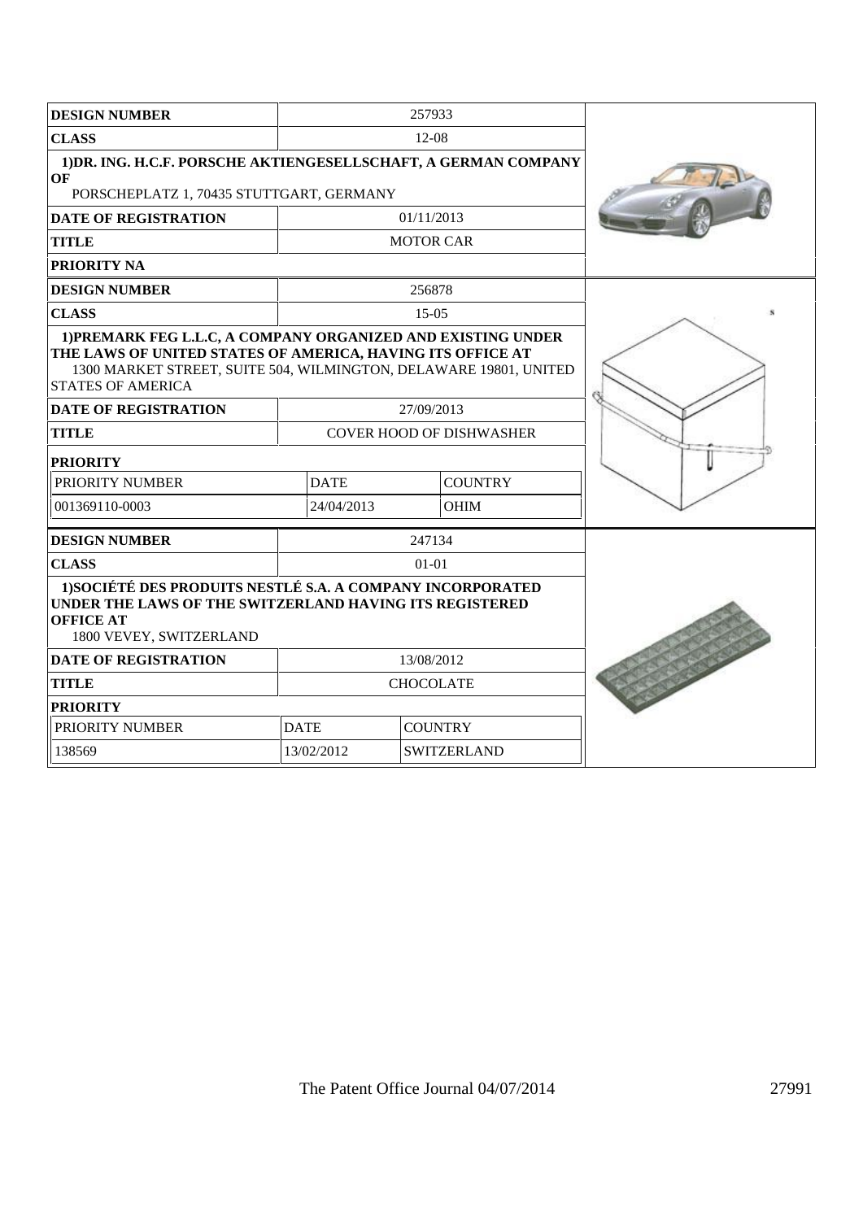| DESIGN NUMBER | 257933 |
|---|---|
| CLASS | 12-08 |
| 1)DR. ING. H.C.F. PORSCHE AKTIENGESELLSCHAFT, A GERMAN COMPANY OF PORSCHEPLATZ 1, 70435 STUTTGART, GERMANY | |
| DATE OF REGISTRATION | 01/11/2013 |
| TITLE | MOTOR CAR |
| PRIORITY NA | |

| DESIGN NUMBER | 256878 | |
|---|---|---|
| CLASS | 15-05 | |
| 1)PREMARK FEG L.L.C, A COMPANY ORGANIZED AND EXISTING UNDER THE LAWS OF UNITED STATES OF AMERICA, HAVING ITS OFFICE AT 1300 MARKET STREET, SUITE 504, WILMINGTON, DELAWARE 19801, UNITED STATES OF AMERICA | | |
| DATE OF REGISTRATION | 27/09/2013 | |
| TITLE | COVER HOOD OF DISHWASHER | |
| PRIORITY | | |
| PRIORITY NUMBER | DATE | COUNTRY |
| 001369110-0003 | 24/04/2013 | OHIM |

| DESIGN NUMBER | 247134 | |
|---|---|---|
| CLASS | 01-01 | |
| 1)SOCIÉTÉ DES PRODUITS NESTLÉ S.A. A COMPANY INCORPORATED UNDER THE LAWS OF THE SWITZERLAND HAVING ITS REGISTERED OFFICE AT 1800 VEVEY, SWITZERLAND | | |
| DATE OF REGISTRATION | 13/08/2012 | |
| TITLE | CHOCOLATE | |
| PRIORITY | | |
| PRIORITY NUMBER | DATE | COUNTRY |
| 138569 | 13/02/2012 | SWITZERLAND |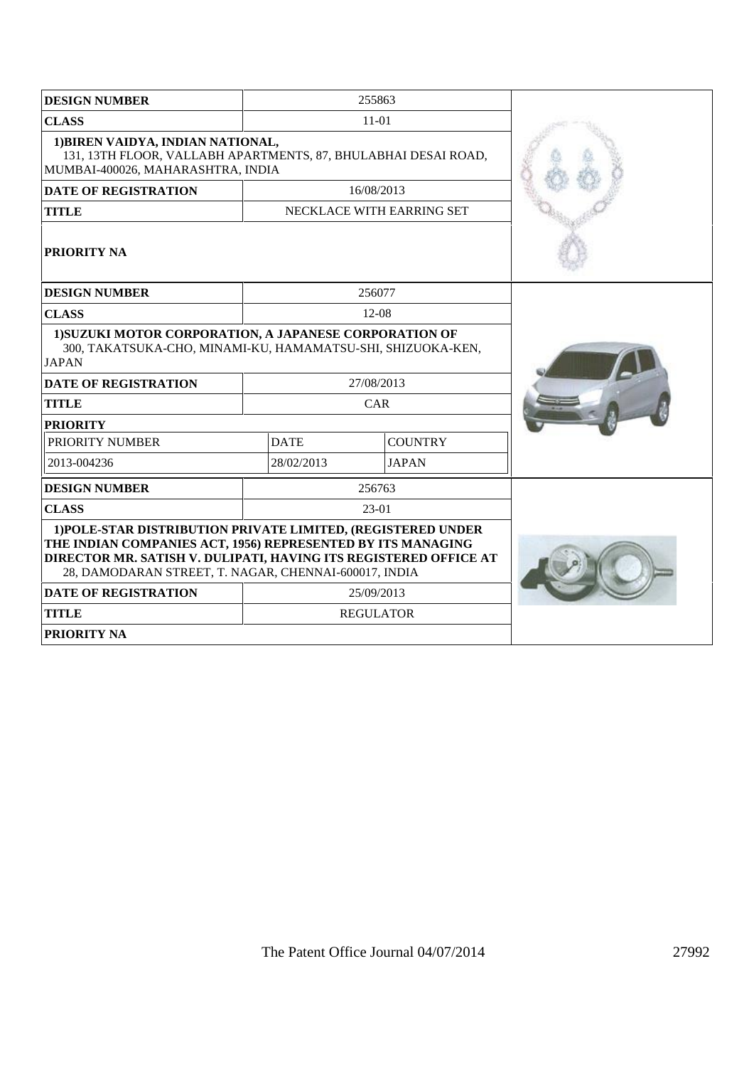| DESIGN NUMBER | 255863 | |
|---|---|---|
| CLASS | 11-01 | |
| 1)BIREN VAIDYA, INDIAN NATIONAL, 131, 13TH FLOOR, VALLABH APARTMENTS, 87, BHULABHAI DESAI ROAD, MUMBAI-400026, MAHARASHTRA, INDIA | | |
| DATE OF REGISTRATION | 16/08/2013 | |
| TITLE | NECKLACE WITH EARRING SET | |
| PRIORITY NA | | |

| DESIGN NUMBER | 256077 | |
|---|---|---|
| CLASS | 12-08 | |
| 1)SUZUKI MOTOR CORPORATION, A JAPANESE CORPORATION OF 300, TAKATSUKA-CHO, MINAMI-KU, HAMAMATSU-SHI, SHIZUOKA-KEN, JAPAN | | |
| DATE OF REGISTRATION | 27/08/2013 | |
| TITLE | CAR | |
| PRIORITY | | |
| PRIORITY NUMBER | DATE | COUNTRY |
| 2013-004236 | 28/02/2013 | JAPAN |

| DESIGN NUMBER | 256763 |
|---|---|
| CLASS | 23-01 |
| 1)POLE-STAR DISTRIBUTION PRIVATE LIMITED, (REGISTERED UNDER THE INDIAN COMPANIES ACT, 1956) REPRESENTED BY ITS MANAGING DIRECTOR MR. SATISH V. DULIPATI, HAVING ITS REGISTERED OFFICE AT 28, DAMODARAN STREET, T. NAGAR, CHENNAI-600017, INDIA | |
| DATE OF REGISTRATION | 25/09/2013 |
| TITLE | REGULATOR |
| PRIORITY NA | |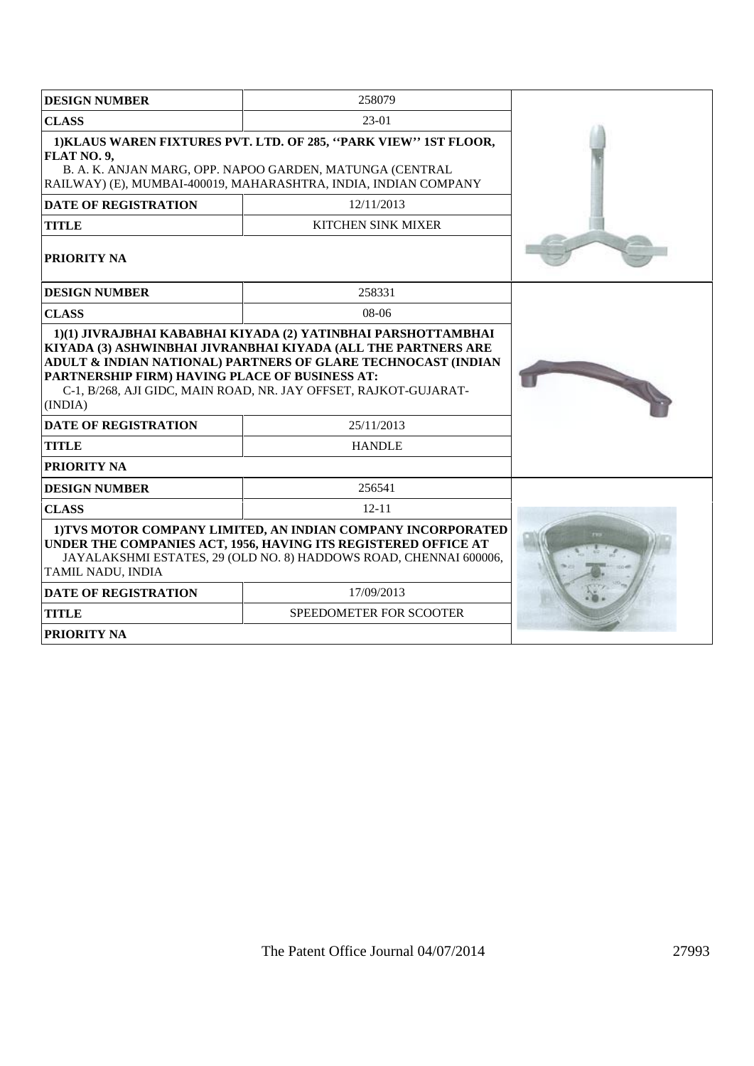| DESIGN NUMBER | 258079 |
| --- | --- |
| CLASS | 23-01 |
| 1)KLAUS WAREN FIXTURES PVT. LTD. OF 285, ''PARK VIEW'' 1ST FLOOR, FLAT NO. 9, B. A. K. ANJAN MARG, OPP. NAPOO GARDEN, MATUNGA (CENTRAL RAILWAY) (E), MUMBAI-400019, MAHARASHTRA, INDIA, INDIAN COMPANY | |
| DATE OF REGISTRATION | 12/11/2013 |
| TITLE | KITCHEN SINK MIXER |
| PRIORITY NA | |

| DESIGN NUMBER | 258331 |
| --- | --- |
| CLASS | 08-06 |
| 1)(1) JIVRAJBHAI KABABHAI KIYADA (2) YATINBHAI PARSHOTTAMBHAI KIYADA (3) ASHWINBHAI JIVRANBHAI KIYADA (ALL THE PARTNERS ARE ADULT & INDIAN NATIONAL) PARTNERS OF GLARE TECHNOCAST (INDIAN PARTNERSHIP FIRM) HAVING PLACE OF BUSINESS AT: C-1, B/268, AJI GIDC, MAIN ROAD, NR. JAY OFFSET, RAJKOT-GUJARAT-(INDIA) | |
| DATE OF REGISTRATION | 25/11/2013 |
| TITLE | HANDLE |
| PRIORITY NA | |

| DESIGN NUMBER | 256541 |
| --- | --- |
| CLASS | 12-11 |
| 1)TVS MOTOR COMPANY LIMITED, AN INDIAN COMPANY INCORPORATED UNDER THE COMPANIES ACT, 1956, HAVING ITS REGISTERED OFFICE AT JAYALAKSHMI ESTATES, 29 (OLD NO. 8) HADDOWS ROAD, CHENNAI 600006, TAMIL NADU, INDIA | |
| DATE OF REGISTRATION | 17/09/2013 |
| TITLE | SPEEDOMETER FOR SCOOTER |
| PRIORITY NA | |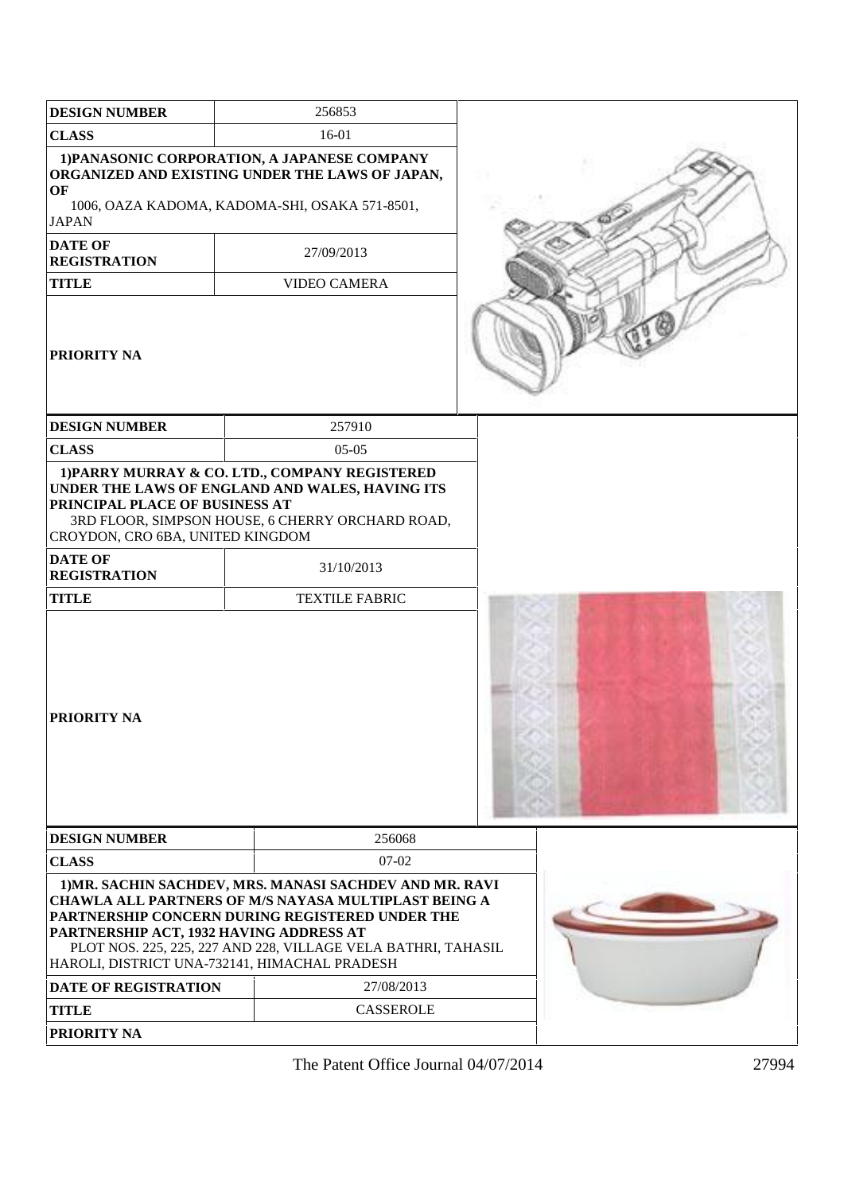| DESIGN NUMBER | 256853 |
| --- | --- |
| CLASS | 16-01 |
| 1)PANASONIC CORPORATION, A JAPANESE COMPANY ORGANIZED AND EXISTING UNDER THE LAWS OF JAPAN, OF 1006, OAZA KADOMA, KADOMA-SHI, OSAKA 571-8501, JAPAN | |
| DATE OF REGISTRATION | 27/09/2013 |
| TITLE | VIDEO CAMERA |
| PRIORITY NA | |

| DESIGN NUMBER | 257910 |
| --- | --- |
| CLASS | 05-05 |
| 1)PARRY MURRAY & CO. LTD., COMPANY REGISTERED UNDER THE LAWS OF ENGLAND AND WALES, HAVING ITS PRINCIPAL PLACE OF BUSINESS AT 3RD FLOOR, SIMPSON HOUSE, 6 CHERRY ORCHARD ROAD, CROYDON, CRO 6BA, UNITED KINGDOM | |
| DATE OF REGISTRATION | 31/10/2013 |
| TITLE | TEXTILE FABRIC |
| PRIORITY NA | |

| DESIGN NUMBER | 256068 |
| --- | --- |
| CLASS | 07-02 |
| 1)MR. SACHIN SACHDEV, MRS. MANASI SACHDEV AND MR. RAVI CHAWLA ALL PARTNERS OF M/S NAYASA MULTIPLAST BEING A PARTNERSHIP CONCERN DURING REGISTERED UNDER THE PARTNERSHIP ACT, 1932 HAVING ADDRESS AT PLOT NOS. 225, 225, 227 AND 228, VILLAGE VELA BATHRI, TAHASIL HAROLI, DISTRICT UNA-732141, HIMACHAL PRADESH | |
| DATE OF REGISTRATION | 27/08/2013 |
| TITLE | CASSEROLE |
| PRIORITY NA | |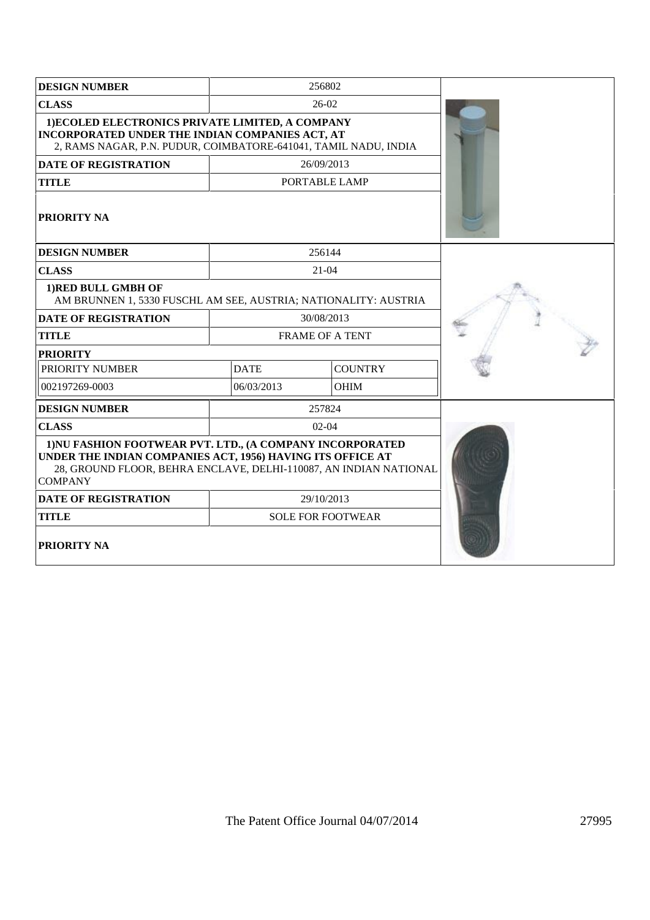| DESIGN NUMBER | 256802 | |
|---|---|---|
| CLASS | 26-02 | |
| 1)ECOLED ELECTRONICS PRIVATE LIMITED, A COMPANY INCORPORATED UNDER THE INDIAN COMPANIES ACT, AT 2, RAMS NAGAR, P.N. PUDUR, COIMBATORE-641041, TAMIL NADU, INDIA | | |
| DATE OF REGISTRATION | 26/09/2013 | |
| TITLE | PORTABLE LAMP | |
| PRIORITY NA | | |

| DESIGN NUMBER | 256144 | |
|---|---|---|
| CLASS | 21-04 | |
| 1)RED BULL GMBH OF AM BRUNNEN 1, 5330 FUSCHL AM SEE, AUSTRIA; NATIONALITY: AUSTRIA | | |
| DATE OF REGISTRATION | 30/08/2013 | |
| TITLE | FRAME OF A TENT | |
| PRIORITY | | |
| PRIORITY NUMBER | DATE | COUNTRY |
| 002197269-0003 | 06/03/2013 | OHIM |

| DESIGN NUMBER | 257824 | |
|---|---|---|
| CLASS | 02-04 | |
| 1)NU FASHION FOOTWEAR PVT. LTD., (A COMPANY INCORPORATED UNDER THE INDIAN COMPANIES ACT, 1956) HAVING ITS OFFICE AT 28, GROUND FLOOR, BEHRA ENCLAVE, DELHI-110087, AN INDIAN NATIONAL COMPANY | | |
| DATE OF REGISTRATION | 29/10/2013 | |
| TITLE | SOLE FOR FOOTWEAR | |
| PRIORITY NA | | |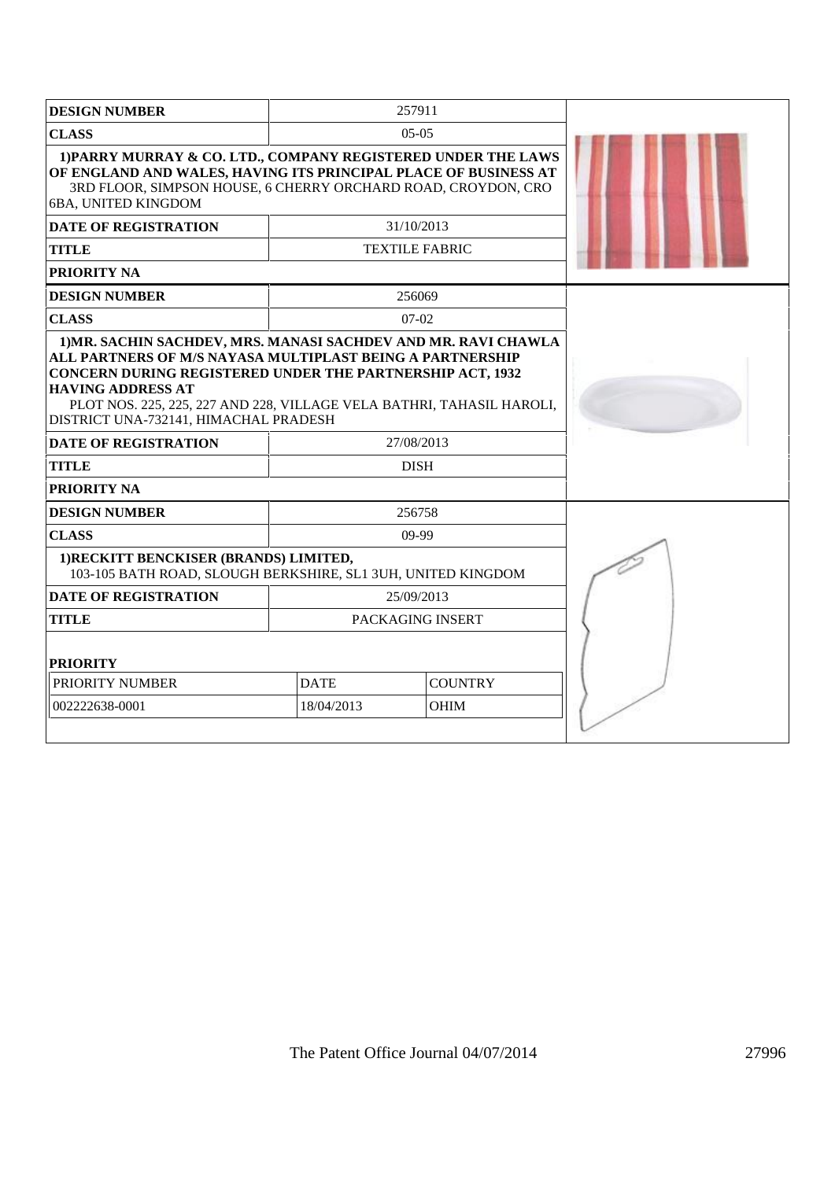| DESIGN NUMBER | 257911 |
|---|---|
| CLASS | 05-05 |
| **1)PARRY MURRAY & CO. LTD., COMPANY REGISTERED UNDER THE LAWS OF ENGLAND AND WALES, HAVING ITS PRINCIPAL PLACE OF BUSINESS AT** 3RD FLOOR, SIMPSON HOUSE, 6 CHERRY ORCHARD ROAD, CROYDON, CRO 6BA, UNITED KINGDOM | |
| DATE OF REGISTRATION | 31/10/2013 |
| TITLE | TEXTILE FABRIC |
| PRIORITY NA | |

| DESIGN NUMBER | 256069 |
|---|---|
| CLASS | 07-02 |
| **1)MR. SACHIN SACHDEV, MRS. MANASI SACHDEV AND MR. RAVI CHAWLA ALL PARTNERS OF M/S NAYASA MULTIPLAST BEING A PARTNERSHIP CONCERN DURING REGISTERED UNDER THE PARTNERSHIP ACT, 1932 HAVING ADDRESS AT** PLOT NOS. 225, 225, 227 AND 228, VILLAGE VELA BATHRI, TAHASIL HAROLI, DISTRICT UNA-732141, HIMACHAL PRADESH | |
| DATE OF REGISTRATION | 27/08/2013 |
| TITLE | DISH |
| PRIORITY NA | |

| DESIGN NUMBER | 256758 | |
|---|---|---|
| CLASS | 09-99 | |
| **1)RECKITT BENCKISER (BRANDS) LIMITED,** 103-105 BATH ROAD, SLOUGH BERKSHIRE, SL1 3UH, UNITED KINGDOM | | |
| DATE OF REGISTRATION | 25/09/2013 | |
| TITLE | PACKAGING INSERT | |
| **PRIORITY** | | |
| PRIORITY NUMBER | DATE | COUNTRY |
| 002222638-0001 | 18/04/2013 | OHIM |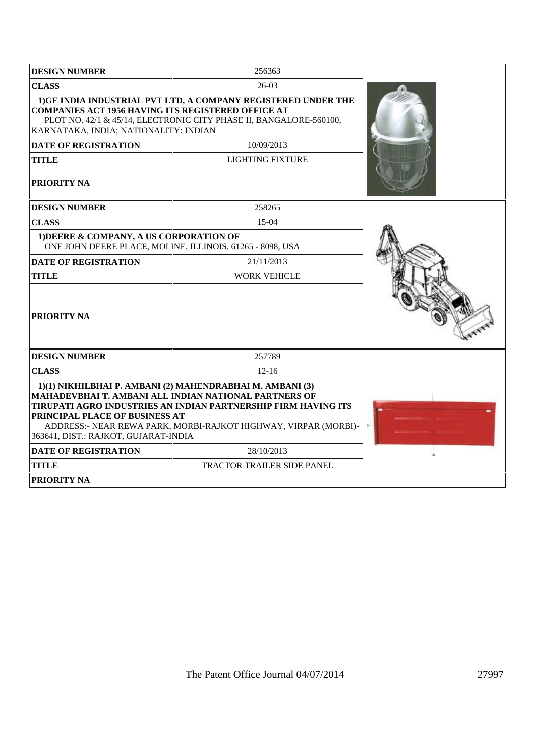| DESIGN NUMBER | 256363 |
|---|---|
| CLASS | 26-03 |
| 1)GE INDIA INDUSTRIAL PVT LTD, A COMPANY REGISTERED UNDER THE COMPANIES ACT 1956 HAVING ITS REGISTERED OFFICE AT PLOT NO. 42/1 & 45/14, ELECTRONIC CITY PHASE II, BANGALORE-560100, KARNATAKA, INDIA; NATIONALITY: INDIAN | |
| DATE OF REGISTRATION | 10/09/2013 |
| TITLE | LIGHTING FIXTURE |
| PRIORITY NA | |

| DESIGN NUMBER | 258265 |
|---|---|
| CLASS | 15-04 |
| 1)DEERE & COMPANY, A US CORPORATION OF ONE JOHN DEERE PLACE, MOLINE, ILLINOIS, 61265 - 8098, USA | |
| DATE OF REGISTRATION | 21/11/2013 |
| TITLE | WORK VEHICLE |
| PRIORITY NA | |

| DESIGN NUMBER | 257789 |
|---|---|
| CLASS | 12-16 |
| 1)(1) NIKHILBHAI P. AMBANI (2) MAHENDRABHAI M. AMBANI (3) MAHADEVBHAI T. AMBANI ALL INDIAN NATIONAL PARTNERS OF TIRUPATI AGRO INDUSTRIES AN INDIAN PARTNERSHIP FIRM HAVING ITS PRINCIPAL PLACE OF BUSINESS AT ADDRESS:- NEAR REWA PARK, MORBI-RAJKOT HIGHWAY, VIRPAR (MORBI)-363641, DIST.: RAJKOT, GUJARAT-INDIA | |
| DATE OF REGISTRATION | 28/10/2013 |
| TITLE | TRACTOR TRAILER SIDE PANEL |
| PRIORITY NA | |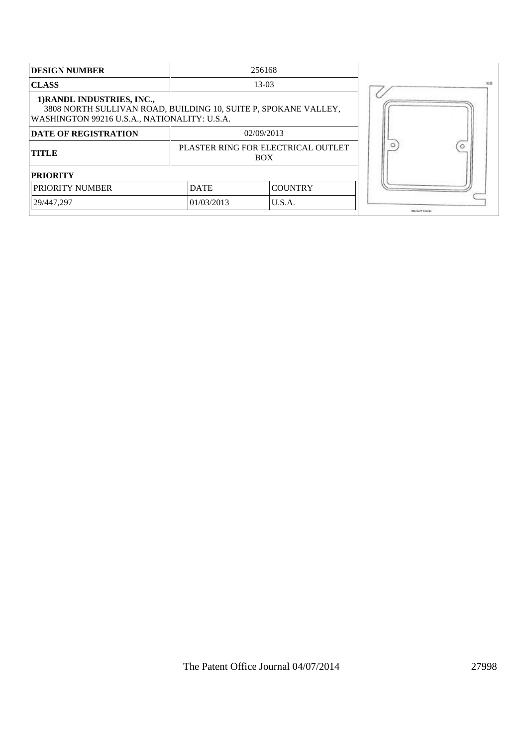| | | | |
|---|---|---|---|
| **DESIGN NUMBER** | 256168 | | |
| **CLASS** | 13-03 | | |
| **1)RANDL INDUSTRIES, INC.,** 3808 NORTH SULLIVAN ROAD, BUILDING 10, SUITE P, SPOKANE VALLEY, WASHINGTON 99216 U.S.A., NATIONALITY: U.S.A. | | | |
| **DATE OF REGISTRATION** | 02/09/2013 | | |
| **TITLE** | PLASTER RING FOR ELECTRICAL OUTLET BOX | | |
| **PRIORITY** | | | |
| PRIORITY NUMBER | | DATE | COUNTRY |
| 29/447,297 | | 01/03/2013 | U.S.A. |